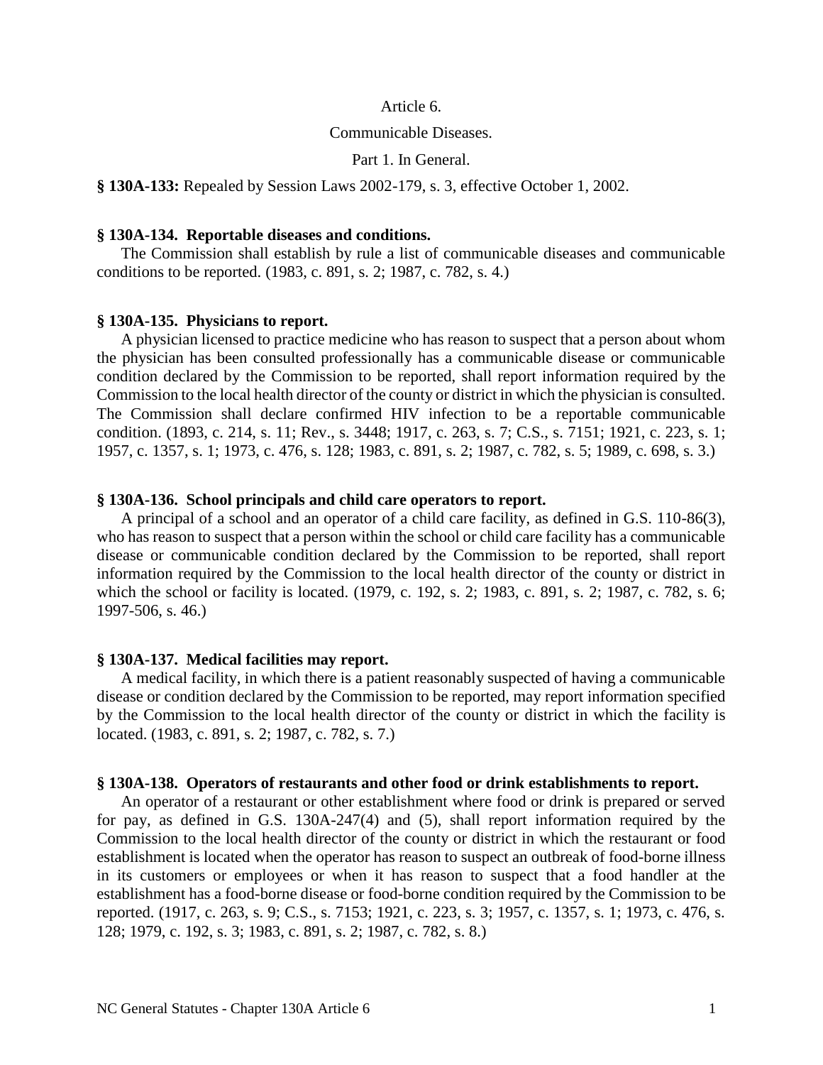Article 6.

Communicable Diseases.

Part 1. In General.

**§ 130A-133:** Repealed by Session Laws 2002-179, s. 3, effective October 1, 2002.

**§ 130A-134. Reportable diseases and conditions.**

The Commission shall establish by rule a list of communicable diseases and communicable conditions to be reported. (1983, c. 891, s. 2; 1987, c. 782, s. 4.)

**§ 130A-135. Physicians to report.**

A physician licensed to practice medicine who has reason to suspect that a person about whom the physician has been consulted professionally has a communicable disease or communicable condition declared by the Commission to be reported, shall report information required by the Commission to the local health director of the county or district in which the physician is consulted. The Commission shall declare confirmed HIV infection to be a reportable communicable condition. (1893, c. 214, s. 11; Rev., s. 3448; 1917, c. 263, s. 7; C.S., s. 7151; 1921, c. 223, s. 1; 1957, c. 1357, s. 1; 1973, c. 476, s. 128; 1983, c. 891, s. 2; 1987, c. 782, s. 5; 1989, c. 698, s. 3.)

**§ 130A-136. School principals and child care operators to report.**

A principal of a school and an operator of a child care facility, as defined in G.S. 110-86(3), who has reason to suspect that a person within the school or child care facility has a communicable disease or communicable condition declared by the Commission to be reported, shall report information required by the Commission to the local health director of the county or district in which the school or facility is located. (1979, c. 192, s. 2; 1983, c. 891, s. 2; 1987, c. 782, s. 6; 1997-506, s. 46.)

**§ 130A-137. Medical facilities may report.**

A medical facility, in which there is a patient reasonably suspected of having a communicable disease or condition declared by the Commission to be reported, may report information specified by the Commission to the local health director of the county or district in which the facility is located. (1983, c. 891, s. 2; 1987, c. 782, s. 7.)

**§ 130A-138. Operators of restaurants and other food or drink establishments to report.**

An operator of a restaurant or other establishment where food or drink is prepared or served for pay, as defined in G.S. 130A-247(4) and (5), shall report information required by the Commission to the local health director of the county or district in which the restaurant or food establishment is located when the operator has reason to suspect an outbreak of food-borne illness in its customers or employees or when it has reason to suspect that a food handler at the establishment has a food-borne disease or food-borne condition required by the Commission to be reported. (1917, c. 263, s. 9; C.S., s. 7153; 1921, c. 223, s. 3; 1957, c. 1357, s. 1; 1973, c. 476, s. 128; 1979, c. 192, s. 3; 1983, c. 891, s. 2; 1987, c. 782, s. 8.)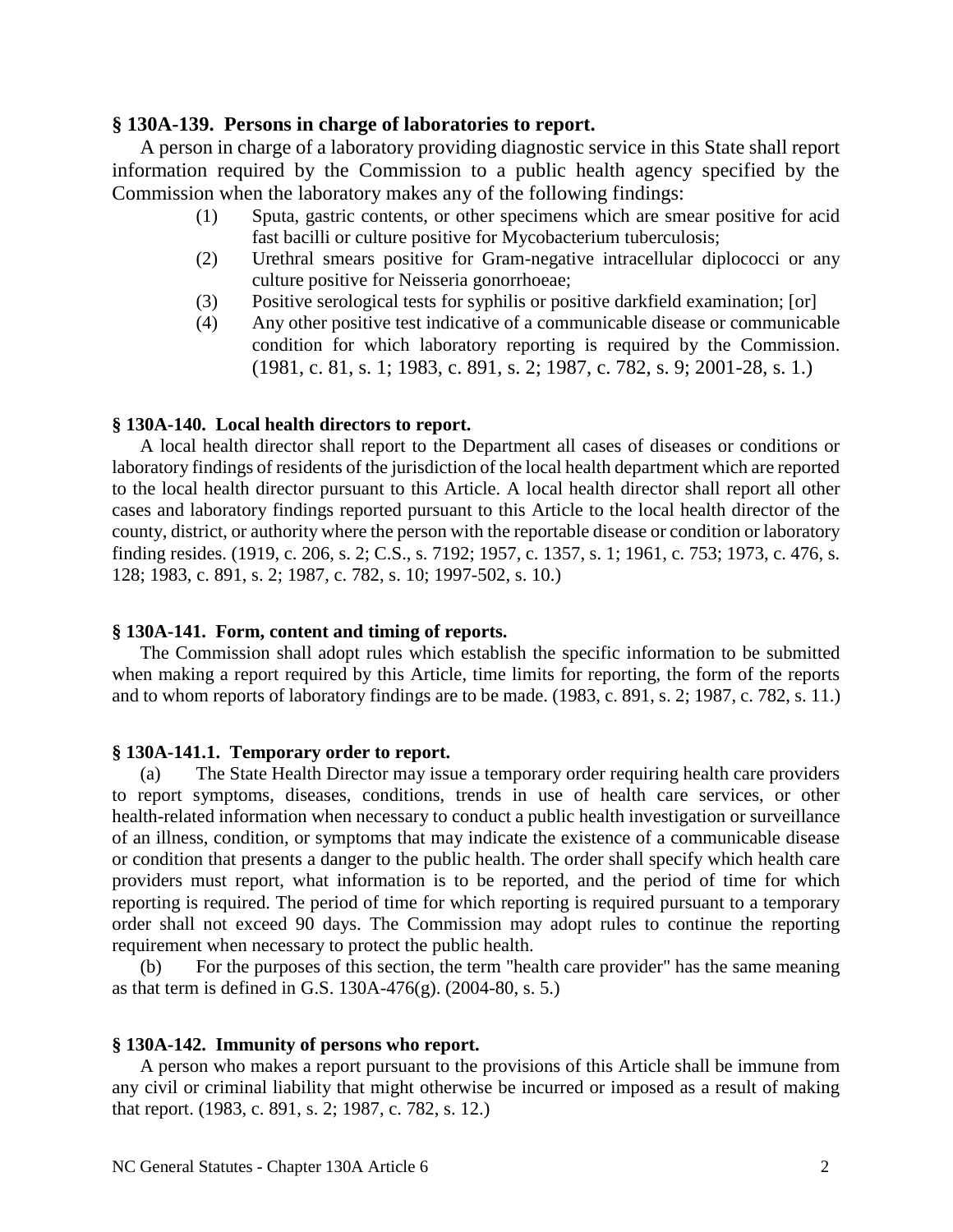### § 130A-139. Persons in charge of laboratories to report.

A person in charge of a laboratory providing diagnostic service in this State shall report information required by the Commission to a public health agency specified by the Commission when the laboratory makes any of the following findings:

(1) Sputa, gastric contents, or other specimens which are smear positive for acid fast bacilli or culture positive for Mycobacterium tuberculosis;

(2) Urethral smears positive for Gram-negative intracellular diplococci or any culture positive for Neisseria gonorrhoeae;

(3) Positive serological tests for syphilis or positive darkfield examination; [or]

(4) Any other positive test indicative of a communicable disease or communicable condition for which laboratory reporting is required by the Commission. (1981, c. 81, s. 1; 1983, c. 891, s. 2; 1987, c. 782, s. 9; 2001-28, s. 1.)

### § 130A-140. Local health directors to report.

A local health director shall report to the Department all cases of diseases or conditions or laboratory findings of residents of the jurisdiction of the local health department which are reported to the local health director pursuant to this Article. A local health director shall report all other cases and laboratory findings reported pursuant to this Article to the local health director of the county, district, or authority where the person with the reportable disease or condition or laboratory finding resides. (1919, c. 206, s. 2; C.S., s. 7192; 1957, c. 1357, s. 1; 1961, c. 753; 1973, c. 476, s. 128; 1983, c. 891, s. 2; 1987, c. 782, s. 10; 1997-502, s. 10.)

### § 130A-141. Form, content and timing of reports.

The Commission shall adopt rules which establish the specific information to be submitted when making a report required by this Article, time limits for reporting, the form of the reports and to whom reports of laboratory findings are to be made. (1983, c. 891, s. 2; 1987, c. 782, s. 11.)

### § 130A-141.1. Temporary order to report.

(a) The State Health Director may issue a temporary order requiring health care providers to report symptoms, diseases, conditions, trends in use of health care services, or other health-related information when necessary to conduct a public health investigation or surveillance of an illness, condition, or symptoms that may indicate the existence of a communicable disease or condition that presents a danger to the public health. The order shall specify which health care providers must report, what information is to be reported, and the period of time for which reporting is required. The period of time for which reporting is required pursuant to a temporary order shall not exceed 90 days. The Commission may adopt rules to continue the reporting requirement when necessary to protect the public health.

(b) For the purposes of this section, the term "health care provider" has the same meaning as that term is defined in G.S. 130A-476(g). (2004-80, s. 5.)

### § 130A-142. Immunity of persons who report.

A person who makes a report pursuant to the provisions of this Article shall be immune from any civil or criminal liability that might otherwise be incurred or imposed as a result of making that report. (1983, c. 891, s. 2; 1987, c. 782, s. 12.)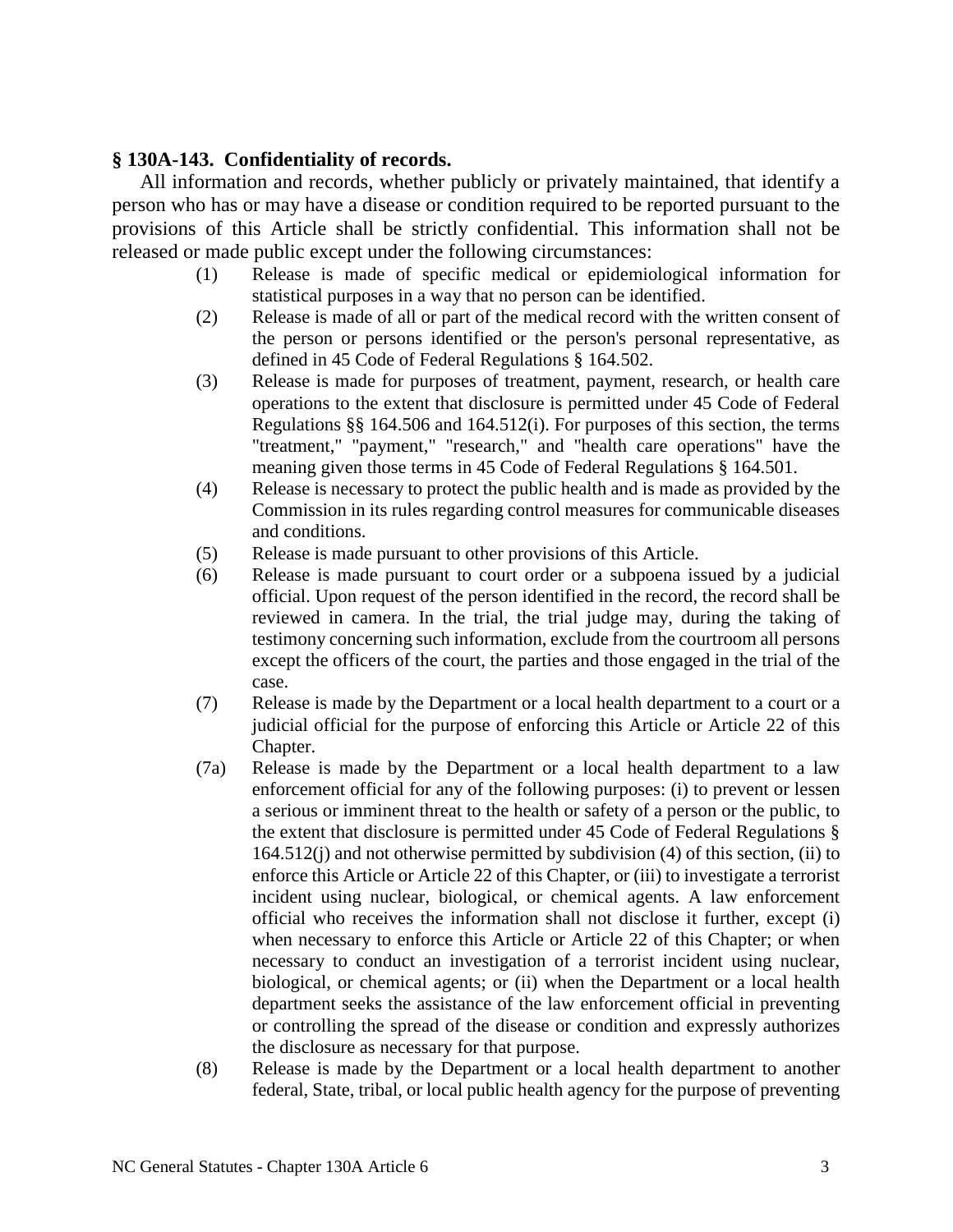**§ 130A-143. Confidentiality of records.**

All information and records, whether publicly or privately maintained, that identify a person who has or may have a disease or condition required to be reported pursuant to the provisions of this Article shall be strictly confidential. This information shall not be released or made public except under the following circumstances:

(1) Release is made of specific medical or epidemiological information for statistical purposes in a way that no person can be identified.

(2) Release is made of all or part of the medical record with the written consent of the person or persons identified or the person's personal representative, as defined in 45 Code of Federal Regulations § 164.502.

(3) Release is made for purposes of treatment, payment, research, or health care operations to the extent that disclosure is permitted under 45 Code of Federal Regulations §§ 164.506 and 164.512(i). For purposes of this section, the terms "treatment," "payment," "research," and "health care operations" have the meaning given those terms in 45 Code of Federal Regulations § 164.501.

(4) Release is necessary to protect the public health and is made as provided by the Commission in its rules regarding control measures for communicable diseases and conditions.

(5) Release is made pursuant to other provisions of this Article.

(6) Release is made pursuant to court order or a subpoena issued by a judicial official. Upon request of the person identified in the record, the record shall be reviewed in camera. In the trial, the trial judge may, during the taking of testimony concerning such information, exclude from the courtroom all persons except the officers of the court, the parties and those engaged in the trial of the case.

(7) Release is made by the Department or a local health department to a court or a judicial official for the purpose of enforcing this Article or Article 22 of this Chapter.

(7a) Release is made by the Department or a local health department to a law enforcement official for any of the following purposes: (i) to prevent or lessen a serious or imminent threat to the health or safety of a person or the public, to the extent that disclosure is permitted under 45 Code of Federal Regulations § 164.512(j) and not otherwise permitted by subdivision (4) of this section, (ii) to enforce this Article or Article 22 of this Chapter, or (iii) to investigate a terrorist incident using nuclear, biological, or chemical agents. A law enforcement official who receives the information shall not disclose it further, except (i) when necessary to enforce this Article or Article 22 of this Chapter; or when necessary to conduct an investigation of a terrorist incident using nuclear, biological, or chemical agents; or (ii) when the Department or a local health department seeks the assistance of the law enforcement official in preventing or controlling the spread of the disease or condition and expressly authorizes the disclosure as necessary for that purpose.

(8) Release is made by the Department or a local health department to another federal, State, tribal, or local public health agency for the purpose of preventing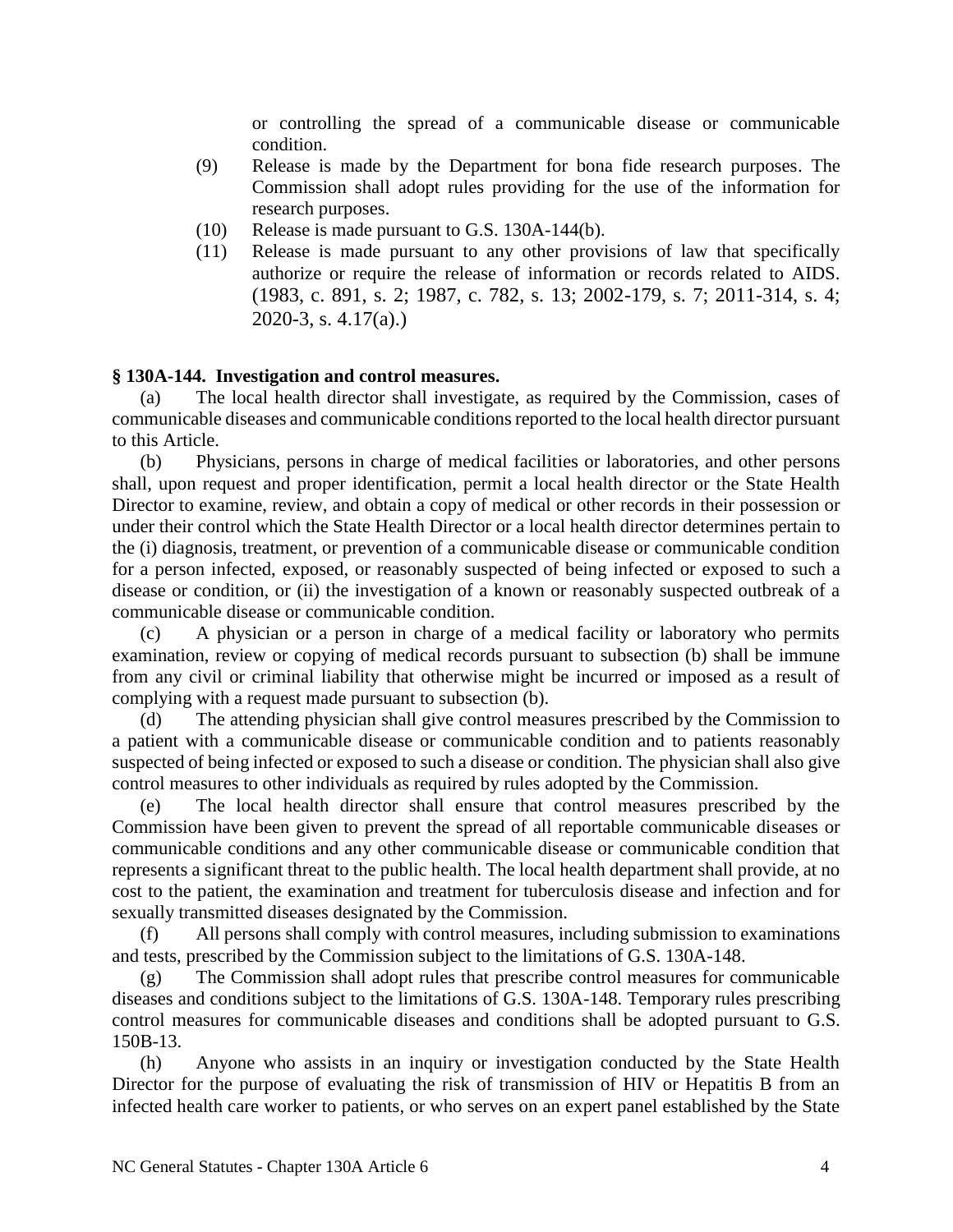or controlling the spread of a communicable disease or communicable condition.

(9) Release is made by the Department for bona fide research purposes. The Commission shall adopt rules providing for the use of the information for research purposes.

(10) Release is made pursuant to G.S. 130A-144(b).

(11) Release is made pursuant to any other provisions of law that specifically authorize or require the release of information or records related to AIDS. (1983, c. 891, s. 2; 1987, c. 782, s. 13; 2002-179, s. 7; 2011-314, s. 4; 2020-3, s. 4.17(a).)

**§ 130A-144. Investigation and control measures.**

(a) The local health director shall investigate, as required by the Commission, cases of communicable diseases and communicable conditions reported to the local health director pursuant to this Article.

(b) Physicians, persons in charge of medical facilities or laboratories, and other persons shall, upon request and proper identification, permit a local health director or the State Health Director to examine, review, and obtain a copy of medical or other records in their possession or under their control which the State Health Director or a local health director determines pertain to the (i) diagnosis, treatment, or prevention of a communicable disease or communicable condition for a person infected, exposed, or reasonably suspected of being infected or exposed to such a disease or condition, or (ii) the investigation of a known or reasonably suspected outbreak of a communicable disease or communicable condition.

(c) A physician or a person in charge of a medical facility or laboratory who permits examination, review or copying of medical records pursuant to subsection (b) shall be immune from any civil or criminal liability that otherwise might be incurred or imposed as a result of complying with a request made pursuant to subsection (b).

(d) The attending physician shall give control measures prescribed by the Commission to a patient with a communicable disease or communicable condition and to patients reasonably suspected of being infected or exposed to such a disease or condition. The physician shall also give control measures to other individuals as required by rules adopted by the Commission.

(e) The local health director shall ensure that control measures prescribed by the Commission have been given to prevent the spread of all reportable communicable diseases or communicable conditions and any other communicable disease or communicable condition that represents a significant threat to the public health. The local health department shall provide, at no cost to the patient, the examination and treatment for tuberculosis disease and infection and for sexually transmitted diseases designated by the Commission.

(f) All persons shall comply with control measures, including submission to examinations and tests, prescribed by the Commission subject to the limitations of G.S. 130A-148.

(g) The Commission shall adopt rules that prescribe control measures for communicable diseases and conditions subject to the limitations of G.S. 130A-148. Temporary rules prescribing control measures for communicable diseases and conditions shall be adopted pursuant to G.S. 150B-13.

(h) Anyone who assists in an inquiry or investigation conducted by the State Health Director for the purpose of evaluating the risk of transmission of HIV or Hepatitis B from an infected health care worker to patients, or who serves on an expert panel established by the State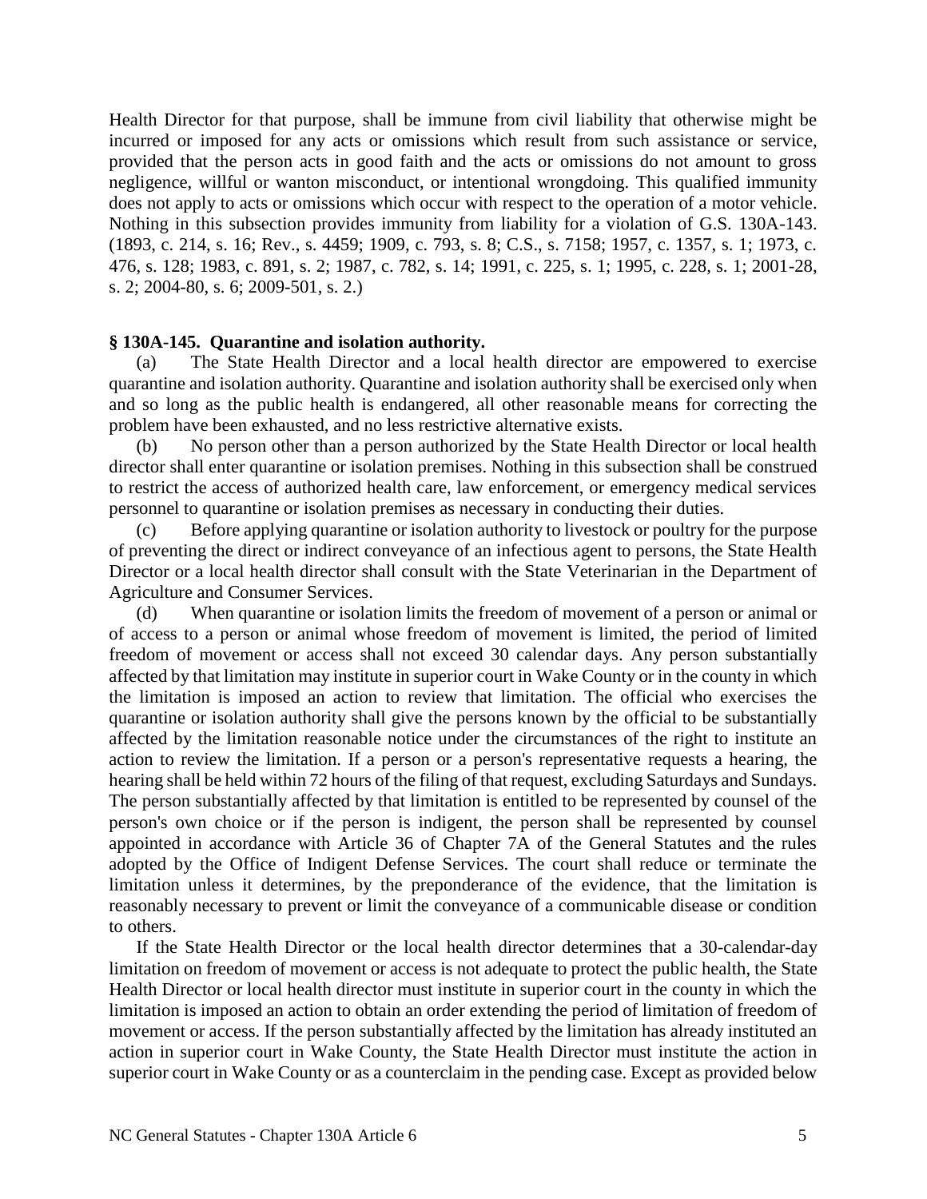Health Director for that purpose, shall be immune from civil liability that otherwise might be incurred or imposed for any acts or omissions which result from such assistance or service, provided that the person acts in good faith and the acts or omissions do not amount to gross negligence, willful or wanton misconduct, or intentional wrongdoing. This qualified immunity does not apply to acts or omissions which occur with respect to the operation of a motor vehicle. Nothing in this subsection provides immunity from liability for a violation of G.S. 130A-143. (1893, c. 214, s. 16; Rev., s. 4459; 1909, c. 793, s. 8; C.S., s. 7158; 1957, c. 1357, s. 1; 1973, c. 476, s. 128; 1983, c. 891, s. 2; 1987, c. 782, s. 14; 1991, c. 225, s. 1; 1995, c. 228, s. 1; 2001-28, s. 2; 2004-80, s. 6; 2009-501, s. 2.)

**§ 130A-145. Quarantine and isolation authority.**

(a) The State Health Director and a local health director are empowered to exercise quarantine and isolation authority. Quarantine and isolation authority shall be exercised only when and so long as the public health is endangered, all other reasonable means for correcting the problem have been exhausted, and no less restrictive alternative exists.

(b) No person other than a person authorized by the State Health Director or local health director shall enter quarantine or isolation premises. Nothing in this subsection shall be construed to restrict the access of authorized health care, law enforcement, or emergency medical services personnel to quarantine or isolation premises as necessary in conducting their duties.

(c) Before applying quarantine or isolation authority to livestock or poultry for the purpose of preventing the direct or indirect conveyance of an infectious agent to persons, the State Health Director or a local health director shall consult with the State Veterinarian in the Department of Agriculture and Consumer Services.

(d) When quarantine or isolation limits the freedom of movement of a person or animal or of access to a person or animal whose freedom of movement is limited, the period of limited freedom of movement or access shall not exceed 30 calendar days. Any person substantially affected by that limitation may institute in superior court in Wake County or in the county in which the limitation is imposed an action to review that limitation. The official who exercises the quarantine or isolation authority shall give the persons known by the official to be substantially affected by the limitation reasonable notice under the circumstances of the right to institute an action to review the limitation. If a person or a person's representative requests a hearing, the hearing shall be held within 72 hours of the filing of that request, excluding Saturdays and Sundays. The person substantially affected by that limitation is entitled to be represented by counsel of the person's own choice or if the person is indigent, the person shall be represented by counsel appointed in accordance with Article 36 of Chapter 7A of the General Statutes and the rules adopted by the Office of Indigent Defense Services. The court shall reduce or terminate the limitation unless it determines, by the preponderance of the evidence, that the limitation is reasonably necessary to prevent or limit the conveyance of a communicable disease or condition to others.

If the State Health Director or the local health director determines that a 30-calendar-day limitation on freedom of movement or access is not adequate to protect the public health, the State Health Director or local health director must institute in superior court in the county in which the limitation is imposed an action to obtain an order extending the period of limitation of freedom of movement or access. If the person substantially affected by the limitation has already instituted an action in superior court in Wake County, the State Health Director must institute the action in superior court in Wake County or as a counterclaim in the pending case. Except as provided below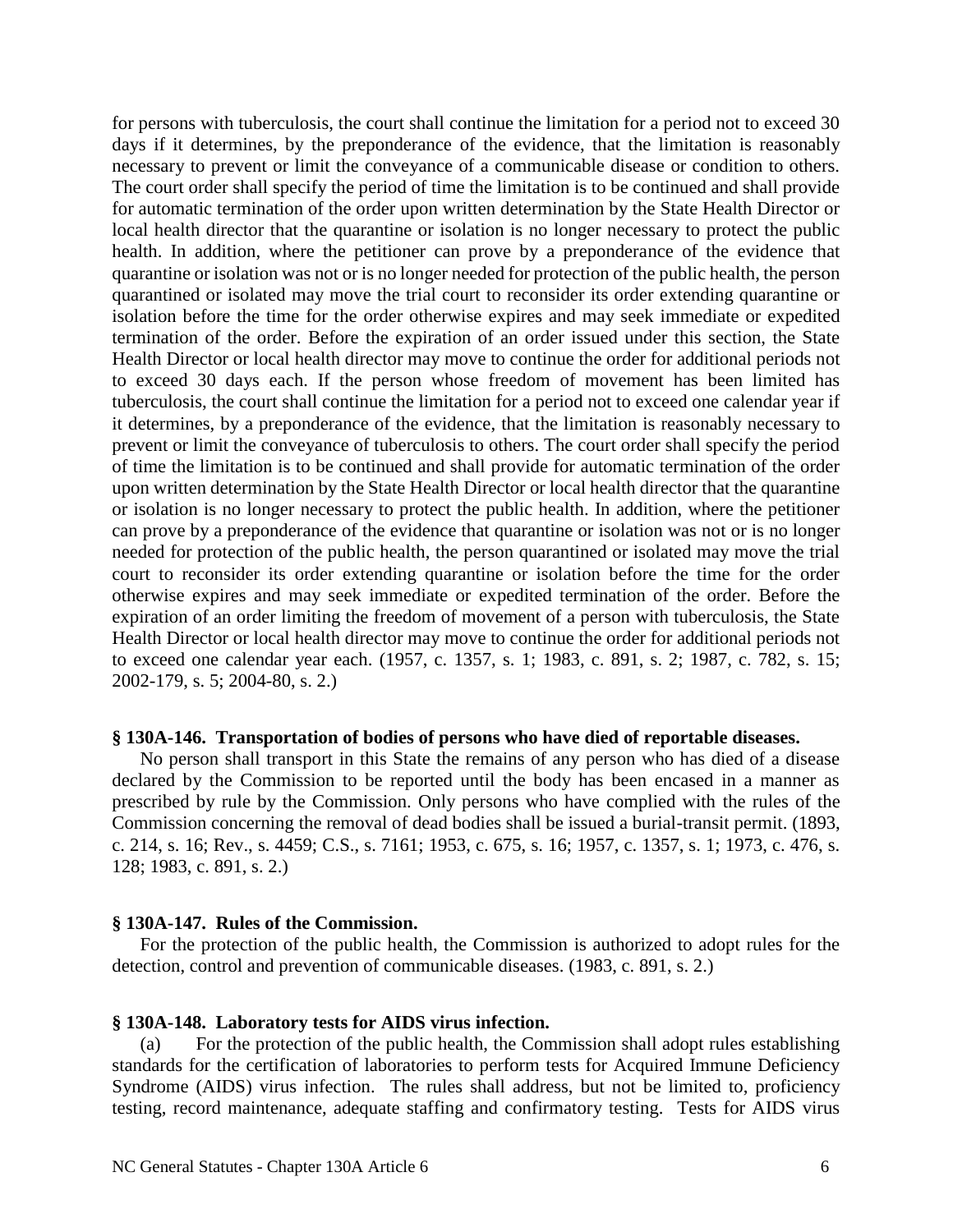for persons with tuberculosis, the court shall continue the limitation for a period not to exceed 30 days if it determines, by the preponderance of the evidence, that the limitation is reasonably necessary to prevent or limit the conveyance of a communicable disease or condition to others. The court order shall specify the period of time the limitation is to be continued and shall provide for automatic termination of the order upon written determination by the State Health Director or local health director that the quarantine or isolation is no longer necessary to protect the public health. In addition, where the petitioner can prove by a preponderance of the evidence that quarantine or isolation was not or is no longer needed for protection of the public health, the person quarantined or isolated may move the trial court to reconsider its order extending quarantine or isolation before the time for the order otherwise expires and may seek immediate or expedited termination of the order. Before the expiration of an order issued under this section, the State Health Director or local health director may move to continue the order for additional periods not to exceed 30 days each. If the person whose freedom of movement has been limited has tuberculosis, the court shall continue the limitation for a period not to exceed one calendar year if it determines, by a preponderance of the evidence, that the limitation is reasonably necessary to prevent or limit the conveyance of tuberculosis to others. The court order shall specify the period of time the limitation is to be continued and shall provide for automatic termination of the order upon written determination by the State Health Director or local health director that the quarantine or isolation is no longer necessary to protect the public health. In addition, where the petitioner can prove by a preponderance of the evidence that quarantine or isolation was not or is no longer needed for protection of the public health, the person quarantined or isolated may move the trial court to reconsider its order extending quarantine or isolation before the time for the order otherwise expires and may seek immediate or expedited termination of the order. Before the expiration of an order limiting the freedom of movement of a person with tuberculosis, the State Health Director or local health director may move to continue the order for additional periods not to exceed one calendar year each. (1957, c. 1357, s. 1; 1983, c. 891, s. 2; 1987, c. 782, s. 15; 2002-179, s. 5; 2004-80, s. 2.)

**§ 130A-146. Transportation of bodies of persons who have died of reportable diseases.**

No person shall transport in this State the remains of any person who has died of a disease declared by the Commission to be reported until the body has been encased in a manner as prescribed by rule by the Commission. Only persons who have complied with the rules of the Commission concerning the removal of dead bodies shall be issued a burial-transit permit. (1893, c. 214, s. 16; Rev., s. 4459; C.S., s. 7161; 1953, c. 675, s. 16; 1957, c. 1357, s. 1; 1973, c. 476, s. 128; 1983, c. 891, s. 2.)

**§ 130A-147. Rules of the Commission.**

For the protection of the public health, the Commission is authorized to adopt rules for the detection, control and prevention of communicable diseases. (1983, c. 891, s. 2.)

**§ 130A-148. Laboratory tests for AIDS virus infection.**

(a) For the protection of the public health, the Commission shall adopt rules establishing standards for the certification of laboratories to perform tests for Acquired Immune Deficiency Syndrome (AIDS) virus infection. The rules shall address, but not be limited to, proficiency testing, record maintenance, adequate staffing and confirmatory testing. Tests for AIDS virus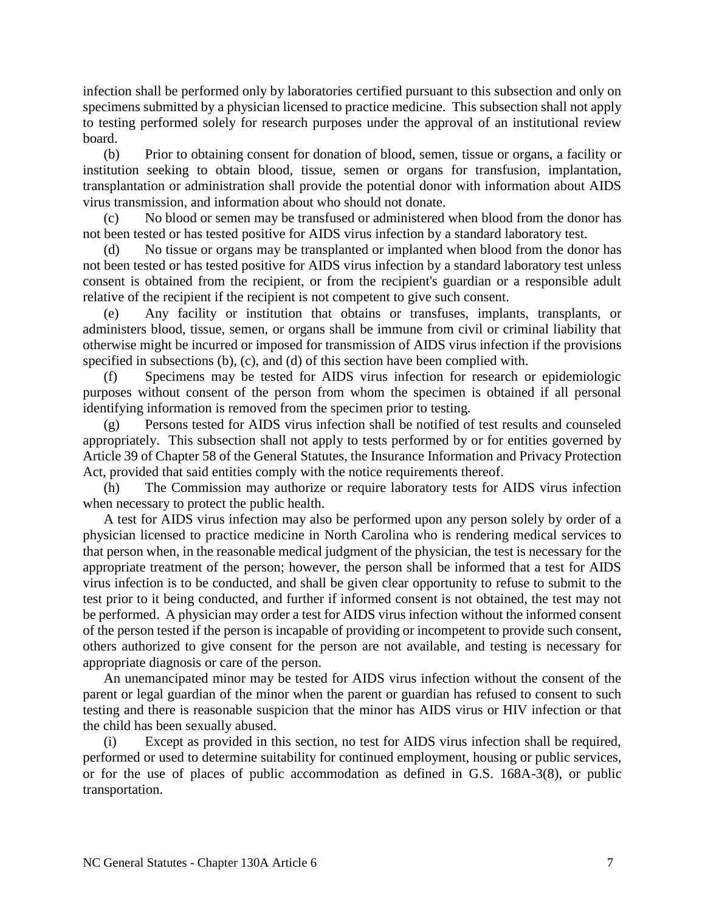infection shall be performed only by laboratories certified pursuant to this subsection and only on specimens submitted by a physician licensed to practice medicine. This subsection shall not apply to testing performed solely for research purposes under the approval of an institutional review board.

(b) Prior to obtaining consent for donation of blood, semen, tissue or organs, a facility or institution seeking to obtain blood, tissue, semen or organs for transfusion, implantation, transplantation or administration shall provide the potential donor with information about AIDS virus transmission, and information about who should not donate.

(c) No blood or semen may be transfused or administered when blood from the donor has not been tested or has tested positive for AIDS virus infection by a standard laboratory test.

(d) No tissue or organs may be transplanted or implanted when blood from the donor has not been tested or has tested positive for AIDS virus infection by a standard laboratory test unless consent is obtained from the recipient, or from the recipient's guardian or a responsible adult relative of the recipient if the recipient is not competent to give such consent.

(e) Any facility or institution that obtains or transfuses, implants, transplants, or administers blood, tissue, semen, or organs shall be immune from civil or criminal liability that otherwise might be incurred or imposed for transmission of AIDS virus infection if the provisions specified in subsections (b), (c), and (d) of this section have been complied with.

(f) Specimens may be tested for AIDS virus infection for research or epidemiologic purposes without consent of the person from whom the specimen is obtained if all personal identifying information is removed from the specimen prior to testing.

(g) Persons tested for AIDS virus infection shall be notified of test results and counseled appropriately. This subsection shall not apply to tests performed by or for entities governed by Article 39 of Chapter 58 of the General Statutes, the Insurance Information and Privacy Protection Act, provided that said entities comply with the notice requirements thereof.

(h) The Commission may authorize or require laboratory tests for AIDS virus infection when necessary to protect the public health.

A test for AIDS virus infection may also be performed upon any person solely by order of a physician licensed to practice medicine in North Carolina who is rendering medical services to that person when, in the reasonable medical judgment of the physician, the test is necessary for the appropriate treatment of the person; however, the person shall be informed that a test for AIDS virus infection is to be conducted, and shall be given clear opportunity to refuse to submit to the test prior to it being conducted, and further if informed consent is not obtained, the test may not be performed. A physician may order a test for AIDS virus infection without the informed consent of the person tested if the person is incapable of providing or incompetent to provide such consent, others authorized to give consent for the person are not available, and testing is necessary for appropriate diagnosis or care of the person.

An unemancipated minor may be tested for AIDS virus infection without the consent of the parent or legal guardian of the minor when the parent or guardian has refused to consent to such testing and there is reasonable suspicion that the minor has AIDS virus or HIV infection or that the child has been sexually abused.

(i) Except as provided in this section, no test for AIDS virus infection shall be required, performed or used to determine suitability for continued employment, housing or public services, or for the use of places of public accommodation as defined in G.S. 168A-3(8), or public transportation.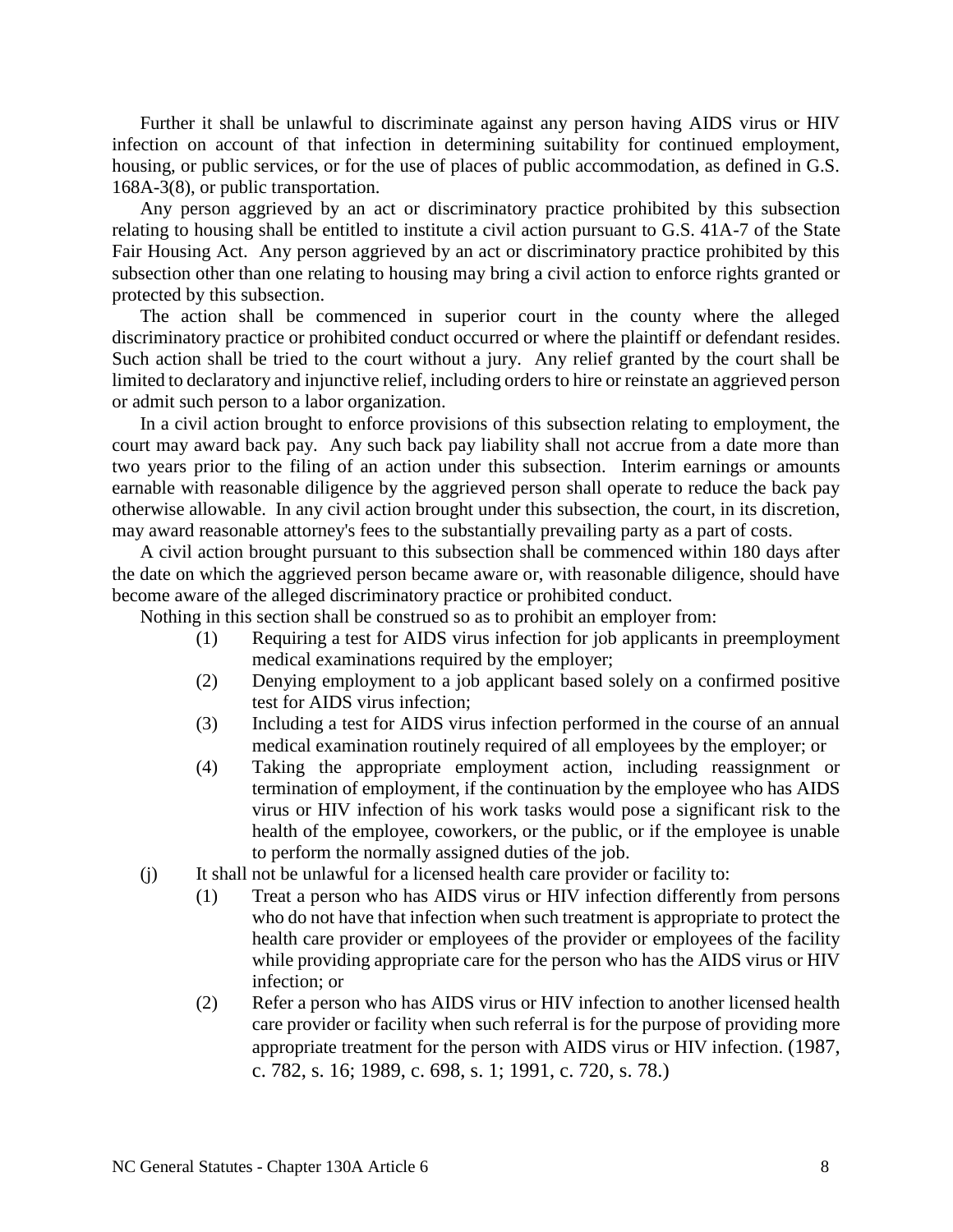Further it shall be unlawful to discriminate against any person having AIDS virus or HIV infection on account of that infection in determining suitability for continued employment, housing, or public services, or for the use of places of public accommodation, as defined in G.S. 168A-3(8), or public transportation.

Any person aggrieved by an act or discriminatory practice prohibited by this subsection relating to housing shall be entitled to institute a civil action pursuant to G.S. 41A-7 of the State Fair Housing Act. Any person aggrieved by an act or discriminatory practice prohibited by this subsection other than one relating to housing may bring a civil action to enforce rights granted or protected by this subsection.

The action shall be commenced in superior court in the county where the alleged discriminatory practice or prohibited conduct occurred or where the plaintiff or defendant resides. Such action shall be tried to the court without a jury. Any relief granted by the court shall be limited to declaratory and injunctive relief, including orders to hire or reinstate an aggrieved person or admit such person to a labor organization.

In a civil action brought to enforce provisions of this subsection relating to employment, the court may award back pay. Any such back pay liability shall not accrue from a date more than two years prior to the filing of an action under this subsection. Interim earnings or amounts earnable with reasonable diligence by the aggrieved person shall operate to reduce the back pay otherwise allowable. In any civil action brought under this subsection, the court, in its discretion, may award reasonable attorney's fees to the substantially prevailing party as a part of costs.

A civil action brought pursuant to this subsection shall be commenced within 180 days after the date on which the aggrieved person became aware or, with reasonable diligence, should have become aware of the alleged discriminatory practice or prohibited conduct.

Nothing in this section shall be construed so as to prohibit an employer from:

(1) Requiring a test for AIDS virus infection for job applicants in preemployment medical examinations required by the employer;

(2) Denying employment to a job applicant based solely on a confirmed positive test for AIDS virus infection;

(3) Including a test for AIDS virus infection performed in the course of an annual medical examination routinely required of all employees by the employer; or

(4) Taking the appropriate employment action, including reassignment or termination of employment, if the continuation by the employee who has AIDS virus or HIV infection of his work tasks would pose a significant risk to the health of the employee, coworkers, or the public, or if the employee is unable to perform the normally assigned duties of the job.

(j) It shall not be unlawful for a licensed health care provider or facility to:

(1) Treat a person who has AIDS virus or HIV infection differently from persons who do not have that infection when such treatment is appropriate to protect the health care provider or employees of the provider or employees of the facility while providing appropriate care for the person who has the AIDS virus or HIV infection; or

(2) Refer a person who has AIDS virus or HIV infection to another licensed health care provider or facility when such referral is for the purpose of providing more appropriate treatment for the person with AIDS virus or HIV infection. (1987, c. 782, s. 16; 1989, c. 698, s. 1; 1991, c. 720, s. 78.)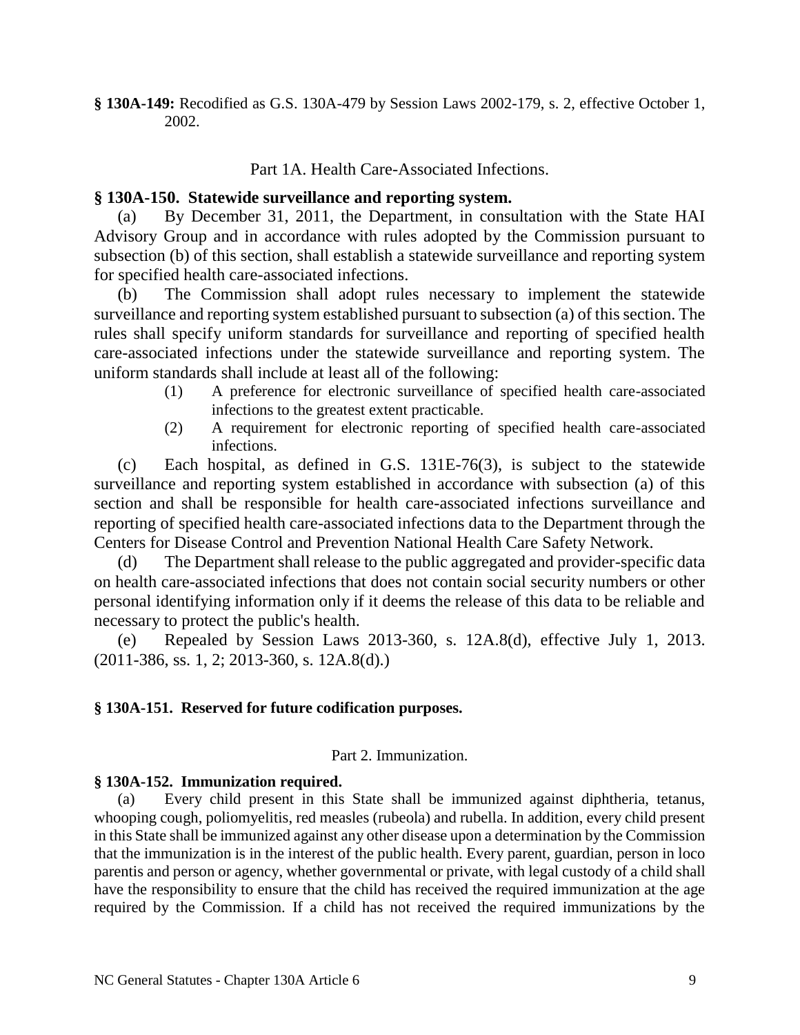**§ 130A-149:** Recodified as G.S. 130A-479 by Session Laws 2002-179, s. 2, effective October 1, 2002.

Part 1A. Health Care-Associated Infections.

**§ 130A-150. Statewide surveillance and reporting system.**

(a) By December 31, 2011, the Department, in consultation with the State HAI Advisory Group and in accordance with rules adopted by the Commission pursuant to subsection (b) of this section, shall establish a statewide surveillance and reporting system for specified health care-associated infections.

(b) The Commission shall adopt rules necessary to implement the statewide surveillance and reporting system established pursuant to subsection (a) of this section. The rules shall specify uniform standards for surveillance and reporting of specified health care-associated infections under the statewide surveillance and reporting system. The uniform standards shall include at least all of the following:

(1) A preference for electronic surveillance of specified health care-associated infections to the greatest extent practicable.

(2) A requirement for electronic reporting of specified health care-associated infections.

(c) Each hospital, as defined in G.S. 131E-76(3), is subject to the statewide surveillance and reporting system established in accordance with subsection (a) of this section and shall be responsible for health care-associated infections surveillance and reporting of specified health care-associated infections data to the Department through the Centers for Disease Control and Prevention National Health Care Safety Network.

(d) The Department shall release to the public aggregated and provider-specific data on health care-associated infections that does not contain social security numbers or other personal identifying information only if it deems the release of this data to be reliable and necessary to protect the public's health.

(e) Repealed by Session Laws 2013-360, s. 12A.8(d), effective July 1, 2013. (2011-386, ss. 1, 2; 2013-360, s. 12A.8(d).)

**§ 130A-151. Reserved for future codification purposes.**

Part 2. Immunization.

**§ 130A-152. Immunization required.**

(a) Every child present in this State shall be immunized against diphtheria, tetanus, whooping cough, poliomyelitis, red measles (rubeola) and rubella. In addition, every child present in this State shall be immunized against any other disease upon a determination by the Commission that the immunization is in the interest of the public health. Every parent, guardian, person in loco parentis and person or agency, whether governmental or private, with legal custody of a child shall have the responsibility to ensure that the child has received the required immunization at the age required by the Commission. If a child has not received the required immunizations by the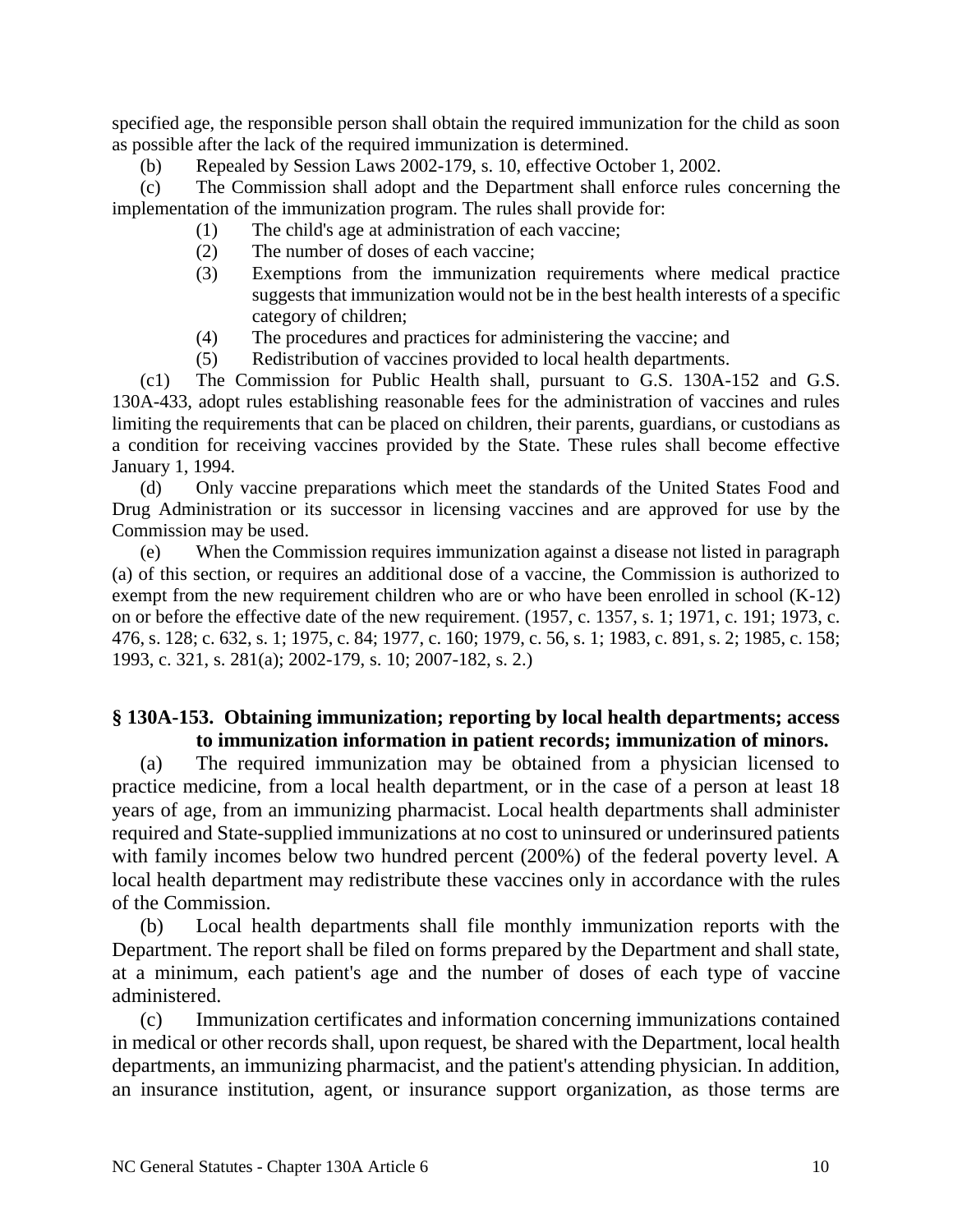specified age, the responsible person shall obtain the required immunization for the child as soon as possible after the lack of the required immunization is determined.

(b) Repealed by Session Laws 2002-179, s. 10, effective October 1, 2002.

(c) The Commission shall adopt and the Department shall enforce rules concerning the implementation of the immunization program. The rules shall provide for:

(1) The child's age at administration of each vaccine;

(2) The number of doses of each vaccine;

(3) Exemptions from the immunization requirements where medical practice suggests that immunization would not be in the best health interests of a specific category of children;

(4) The procedures and practices for administering the vaccine; and

(5) Redistribution of vaccines provided to local health departments.

(c1) The Commission for Public Health shall, pursuant to G.S. 130A-152 and G.S. 130A-433, adopt rules establishing reasonable fees for the administration of vaccines and rules limiting the requirements that can be placed on children, their parents, guardians, or custodians as a condition for receiving vaccines provided by the State. These rules shall become effective January 1, 1994.

(d) Only vaccine preparations which meet the standards of the United States Food and Drug Administration or its successor in licensing vaccines and are approved for use by the Commission may be used.

(e) When the Commission requires immunization against a disease not listed in paragraph (a) of this section, or requires an additional dose of a vaccine, the Commission is authorized to exempt from the new requirement children who are or who have been enrolled in school (K-12) on or before the effective date of the new requirement. (1957, c. 1357, s. 1; 1971, c. 191; 1973, c. 476, s. 128; c. 632, s. 1; 1975, c. 84; 1977, c. 160; 1979, c. 56, s. 1; 1983, c. 891, s. 2; 1985, c. 158; 1993, c. 321, s. 281(a); 2002-179, s. 10; 2007-182, s. 2.)

## § 130A-153. Obtaining immunization; reporting by local health departments; access to immunization information in patient records; immunization of minors.

(a) The required immunization may be obtained from a physician licensed to practice medicine, from a local health department, or in the case of a person at least 18 years of age, from an immunizing pharmacist. Local health departments shall administer required and State-supplied immunizations at no cost to uninsured or underinsured patients with family incomes below two hundred percent (200%) of the federal poverty level. A local health department may redistribute these vaccines only in accordance with the rules of the Commission.

(b) Local health departments shall file monthly immunization reports with the Department. The report shall be filed on forms prepared by the Department and shall state, at a minimum, each patient's age and the number of doses of each type of vaccine administered.

(c) Immunization certificates and information concerning immunizations contained in medical or other records shall, upon request, be shared with the Department, local health departments, an immunizing pharmacist, and the patient's attending physician. In addition, an insurance institution, agent, or insurance support organization, as those terms are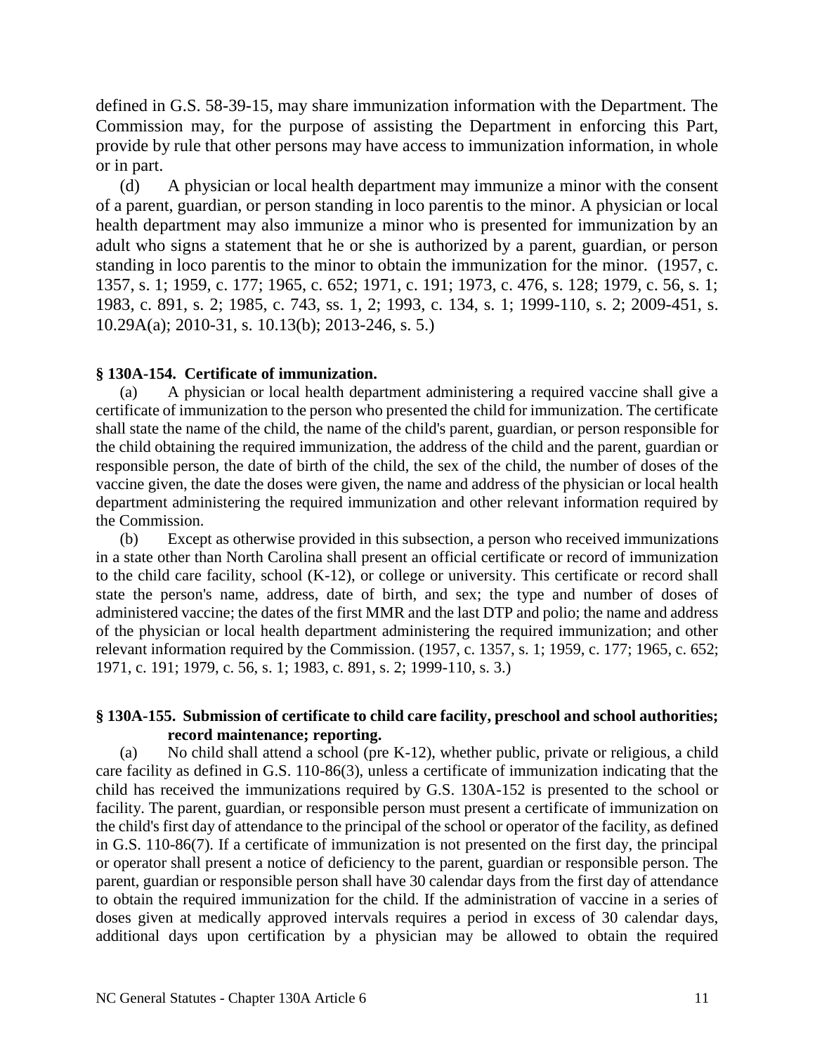defined in G.S. 58-39-15, may share immunization information with the Department. The Commission may, for the purpose of assisting the Department in enforcing this Part, provide by rule that other persons may have access to immunization information, in whole or in part.

(d) A physician or local health department may immunize a minor with the consent of a parent, guardian, or person standing in loco parentis to the minor. A physician or local health department may also immunize a minor who is presented for immunization by an adult who signs a statement that he or she is authorized by a parent, guardian, or person standing in loco parentis to the minor to obtain the immunization for the minor. (1957, c. 1357, s. 1; 1959, c. 177; 1965, c. 652; 1971, c. 191; 1973, c. 476, s. 128; 1979, c. 56, s. 1; 1983, c. 891, s. 2; 1985, c. 743, ss. 1, 2; 1993, c. 134, s. 1; 1999-110, s. 2; 2009-451, s. 10.29A(a); 2010-31, s. 10.13(b); 2013-246, s. 5.)

**§ 130A-154. Certificate of immunization.**

(a) A physician or local health department administering a required vaccine shall give a certificate of immunization to the person who presented the child for immunization. The certificate shall state the name of the child, the name of the child's parent, guardian, or person responsible for the child obtaining the required immunization, the address of the child and the parent, guardian or responsible person, the date of birth of the child, the sex of the child, the number of doses of the vaccine given, the date the doses were given, the name and address of the physician or local health department administering the required immunization and other relevant information required by the Commission.

(b) Except as otherwise provided in this subsection, a person who received immunizations in a state other than North Carolina shall present an official certificate or record of immunization to the child care facility, school (K-12), or college or university. This certificate or record shall state the person's name, address, date of birth, and sex; the type and number of doses of administered vaccine; the dates of the first MMR and the last DTP and polio; the name and address of the physician or local health department administering the required immunization; and other relevant information required by the Commission. (1957, c. 1357, s. 1; 1959, c. 177; 1965, c. 652; 1971, c. 191; 1979, c. 56, s. 1; 1983, c. 891, s. 2; 1999-110, s. 3.)

**§ 130A-155. Submission of certificate to child care facility, preschool and school authorities; record maintenance; reporting.**

(a) No child shall attend a school (pre K-12), whether public, private or religious, a child care facility as defined in G.S. 110-86(3), unless a certificate of immunization indicating that the child has received the immunizations required by G.S. 130A-152 is presented to the school or facility. The parent, guardian, or responsible person must present a certificate of immunization on the child's first day of attendance to the principal of the school or operator of the facility, as defined in G.S. 110-86(7). If a certificate of immunization is not presented on the first day, the principal or operator shall present a notice of deficiency to the parent, guardian or responsible person. The parent, guardian or responsible person shall have 30 calendar days from the first day of attendance to obtain the required immunization for the child. If the administration of vaccine in a series of doses given at medically approved intervals requires a period in excess of 30 calendar days, additional days upon certification by a physician may be allowed to obtain the required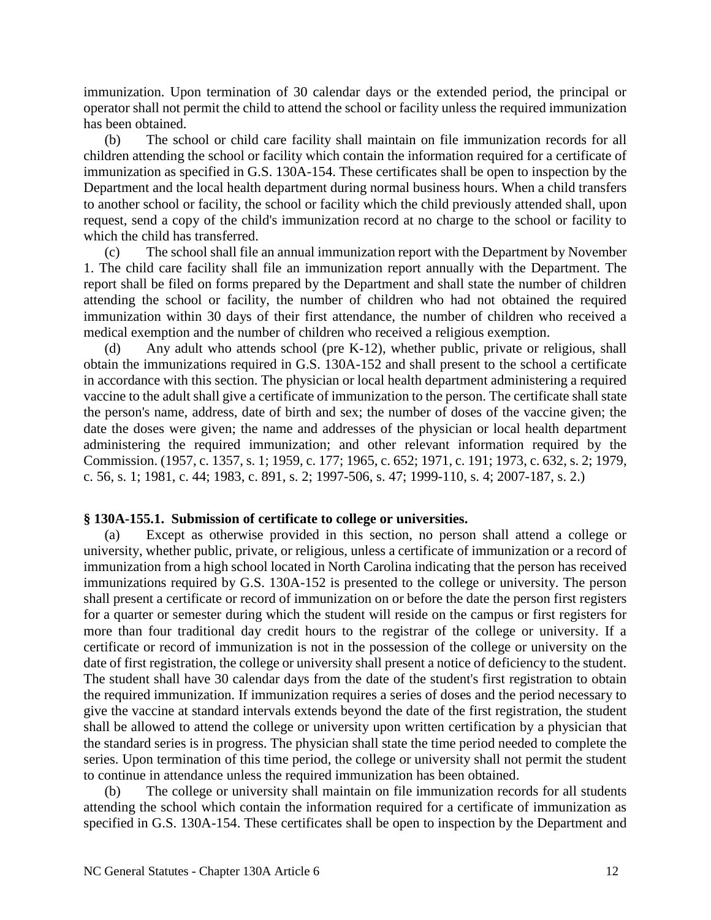immunization. Upon termination of 30 calendar days or the extended period, the principal or operator shall not permit the child to attend the school or facility unless the required immunization has been obtained.

(b) The school or child care facility shall maintain on file immunization records for all children attending the school or facility which contain the information required for a certificate of immunization as specified in G.S. 130A-154. These certificates shall be open to inspection by the Department and the local health department during normal business hours. When a child transfers to another school or facility, the school or facility which the child previously attended shall, upon request, send a copy of the child's immunization record at no charge to the school or facility to which the child has transferred.

(c) The school shall file an annual immunization report with the Department by November 1. The child care facility shall file an immunization report annually with the Department. The report shall be filed on forms prepared by the Department and shall state the number of children attending the school or facility, the number of children who had not obtained the required immunization within 30 days of their first attendance, the number of children who received a medical exemption and the number of children who received a religious exemption.

(d) Any adult who attends school (pre K-12), whether public, private or religious, shall obtain the immunizations required in G.S. 130A-152 and shall present to the school a certificate in accordance with this section. The physician or local health department administering a required vaccine to the adult shall give a certificate of immunization to the person. The certificate shall state the person's name, address, date of birth and sex; the number of doses of the vaccine given; the date the doses were given; the name and addresses of the physician or local health department administering the required immunization; and other relevant information required by the Commission. (1957, c. 1357, s. 1; 1959, c. 177; 1965, c. 652; 1971, c. 191; 1973, c. 632, s. 2; 1979, c. 56, s. 1; 1981, c. 44; 1983, c. 891, s. 2; 1997-506, s. 47; 1999-110, s. 4; 2007-187, s. 2.)

**§ 130A-155.1. Submission of certificate to college or universities.**

(a) Except as otherwise provided in this section, no person shall attend a college or university, whether public, private, or religious, unless a certificate of immunization or a record of immunization from a high school located in North Carolina indicating that the person has received immunizations required by G.S. 130A-152 is presented to the college or university. The person shall present a certificate or record of immunization on or before the date the person first registers for a quarter or semester during which the student will reside on the campus or first registers for more than four traditional day credit hours to the registrar of the college or university. If a certificate or record of immunization is not in the possession of the college or university on the date of first registration, the college or university shall present a notice of deficiency to the student. The student shall have 30 calendar days from the date of the student's first registration to obtain the required immunization. If immunization requires a series of doses and the period necessary to give the vaccine at standard intervals extends beyond the date of the first registration, the student shall be allowed to attend the college or university upon written certification by a physician that the standard series is in progress. The physician shall state the time period needed to complete the series. Upon termination of this time period, the college or university shall not permit the student to continue in attendance unless the required immunization has been obtained.

(b) The college or university shall maintain on file immunization records for all students attending the school which contain the information required for a certificate of immunization as specified in G.S. 130A-154. These certificates shall be open to inspection by the Department and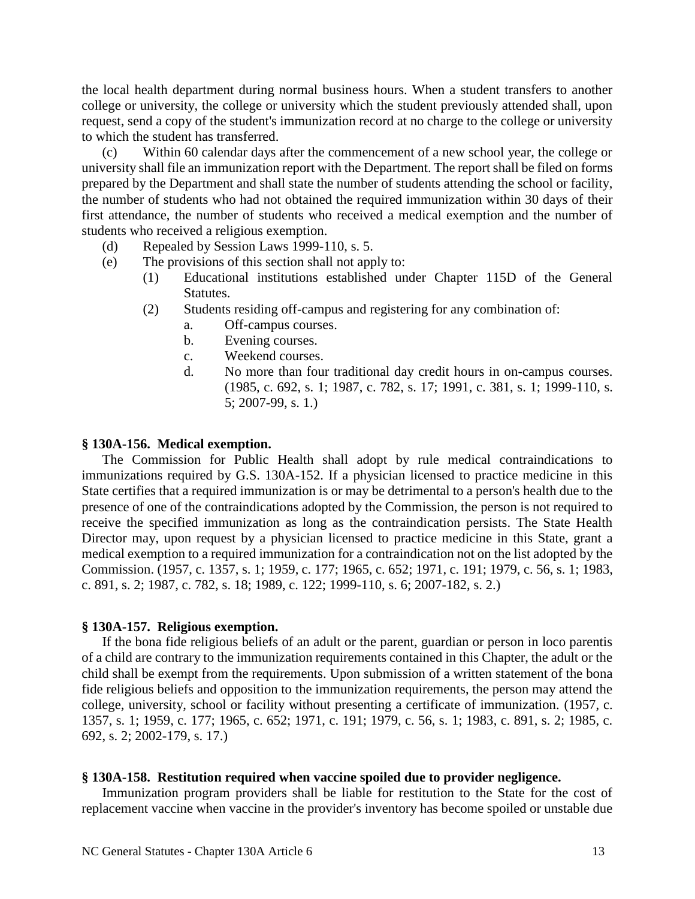the local health department during normal business hours. When a student transfers to another college or university, the college or university which the student previously attended shall, upon request, send a copy of the student's immunization record at no charge to the college or university to which the student has transferred.

(c) Within 60 calendar days after the commencement of a new school year, the college or university shall file an immunization report with the Department. The report shall be filed on forms prepared by the Department and shall state the number of students attending the school or facility, the number of students who had not obtained the required immunization within 30 days of their first attendance, the number of students who received a medical exemption and the number of students who received a religious exemption.

(d) Repealed by Session Laws 1999-110, s. 5.

(e) The provisions of this section shall not apply to:

(1) Educational institutions established under Chapter 115D of the General Statutes.

(2) Students residing off-campus and registering for any combination of:

a. Off-campus courses.

b. Evening courses.

c. Weekend courses.

d. No more than four traditional day credit hours in on-campus courses. (1985, c. 692, s. 1; 1987, c. 782, s. 17; 1991, c. 381, s. 1; 1999-110, s. 5; 2007-99, s. 1.)

**§ 130A-156. Medical exemption.**

The Commission for Public Health shall adopt by rule medical contraindications to immunizations required by G.S. 130A-152. If a physician licensed to practice medicine in this State certifies that a required immunization is or may be detrimental to a person's health due to the presence of one of the contraindications adopted by the Commission, the person is not required to receive the specified immunization as long as the contraindication persists. The State Health Director may, upon request by a physician licensed to practice medicine in this State, grant a medical exemption to a required immunization for a contraindication not on the list adopted by the Commission. (1957, c. 1357, s. 1; 1959, c. 177; 1965, c. 652; 1971, c. 191; 1979, c. 56, s. 1; 1983, c. 891, s. 2; 1987, c. 782, s. 18; 1989, c. 122; 1999-110, s. 6; 2007-182, s. 2.)

**§ 130A-157. Religious exemption.**

If the bona fide religious beliefs of an adult or the parent, guardian or person in loco parentis of a child are contrary to the immunization requirements contained in this Chapter, the adult or the child shall be exempt from the requirements. Upon submission of a written statement of the bona fide religious beliefs and opposition to the immunization requirements, the person may attend the college, university, school or facility without presenting a certificate of immunization. (1957, c. 1357, s. 1; 1959, c. 177; 1965, c. 652; 1971, c. 191; 1979, c. 56, s. 1; 1983, c. 891, s. 2; 1985, c. 692, s. 2; 2002-179, s. 17.)

**§ 130A-158. Restitution required when vaccine spoiled due to provider negligence.**

Immunization program providers shall be liable for restitution to the State for the cost of replacement vaccine when vaccine in the provider's inventory has become spoiled or unstable due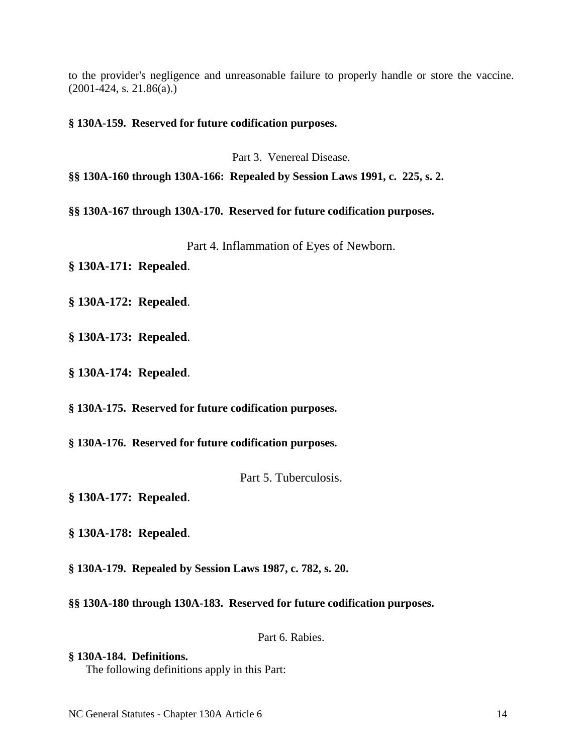to the provider's negligence and unreasonable failure to properly handle or store the vaccine. (2001-424, s. 21.86(a).)

**§ 130A-159. Reserved for future codification purposes.**

Part 3. Venereal Disease.

**§§ 130A-160 through 130A-166: Repealed by Session Laws 1991, c. 225, s. 2.**

**§§ 130A-167 through 130A-170. Reserved for future codification purposes.**

Part 4. Inflammation of Eyes of Newborn.

**§ 130A-171: Repealed**.

**§ 130A-172: Repealed**.

**§ 130A-173: Repealed**.

**§ 130A-174: Repealed**.

**§ 130A-175. Reserved for future codification purposes.**

**§ 130A-176. Reserved for future codification purposes.**

Part 5. Tuberculosis.

**§ 130A-177: Repealed**.

**§ 130A-178: Repealed**.

**§ 130A-179. Repealed by Session Laws 1987, c. 782, s. 20.**

**§§ 130A-180 through 130A-183. Reserved for future codification purposes.**

Part 6. Rabies.

**§ 130A-184. Definitions.**

The following definitions apply in this Part: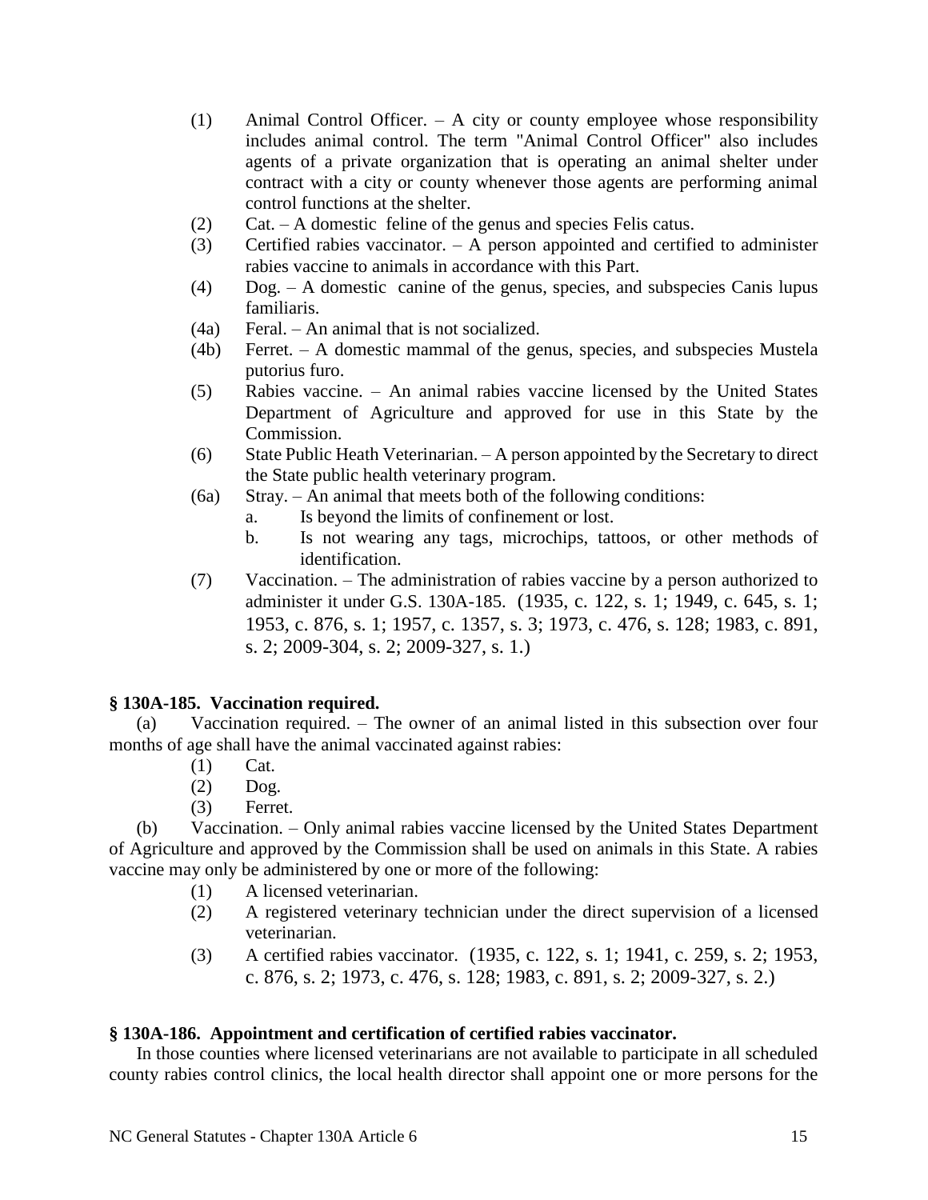(1) Animal Control Officer. – A city or county employee whose responsibility includes animal control. The term "Animal Control Officer" also includes agents of a private organization that is operating an animal shelter under contract with a city or county whenever those agents are performing animal control functions at the shelter.

(2) Cat. – A domestic feline of the genus and species Felis catus.

(3) Certified rabies vaccinator. – A person appointed and certified to administer rabies vaccine to animals in accordance with this Part.

(4) Dog. – A domestic canine of the genus, species, and subspecies Canis lupus familiaris.

(4a) Feral. – An animal that is not socialized.

(4b) Ferret. – A domestic mammal of the genus, species, and subspecies Mustela putorius furo.

(5) Rabies vaccine. – An animal rabies vaccine licensed by the United States Department of Agriculture and approved for use in this State by the Commission.

(6) State Public Heath Veterinarian. – A person appointed by the Secretary to direct the State public health veterinary program.

(6a) Stray. – An animal that meets both of the following conditions:

a. Is beyond the limits of confinement or lost.

b. Is not wearing any tags, microchips, tattoos, or other methods of identification.

(7) Vaccination. – The administration of rabies vaccine by a person authorized to administer it under G.S. 130A-185. (1935, c. 122, s. 1; 1949, c. 645, s. 1; 1953, c. 876, s. 1; 1957, c. 1357, s. 3; 1973, c. 476, s. 128; 1983, c. 891, s. 2; 2009-304, s. 2; 2009-327, s. 1.)

**§ 130A-185. Vaccination required.**

(a) Vaccination required. – The owner of an animal listed in this subsection over four months of age shall have the animal vaccinated against rabies:

(1) Cat.

(2) Dog.

(3) Ferret.

(b) Vaccination. – Only animal rabies vaccine licensed by the United States Department of Agriculture and approved by the Commission shall be used on animals in this State. A rabies vaccine may only be administered by one or more of the following:

(1) A licensed veterinarian.

(2) A registered veterinary technician under the direct supervision of a licensed veterinarian.

(3) A certified rabies vaccinator. (1935, c. 122, s. 1; 1941, c. 259, s. 2; 1953, c. 876, s. 2; 1973, c. 476, s. 128; 1983, c. 891, s. 2; 2009-327, s. 2.)

**§ 130A-186. Appointment and certification of certified rabies vaccinator.**

In those counties where licensed veterinarians are not available to participate in all scheduled county rabies control clinics, the local health director shall appoint one or more persons for the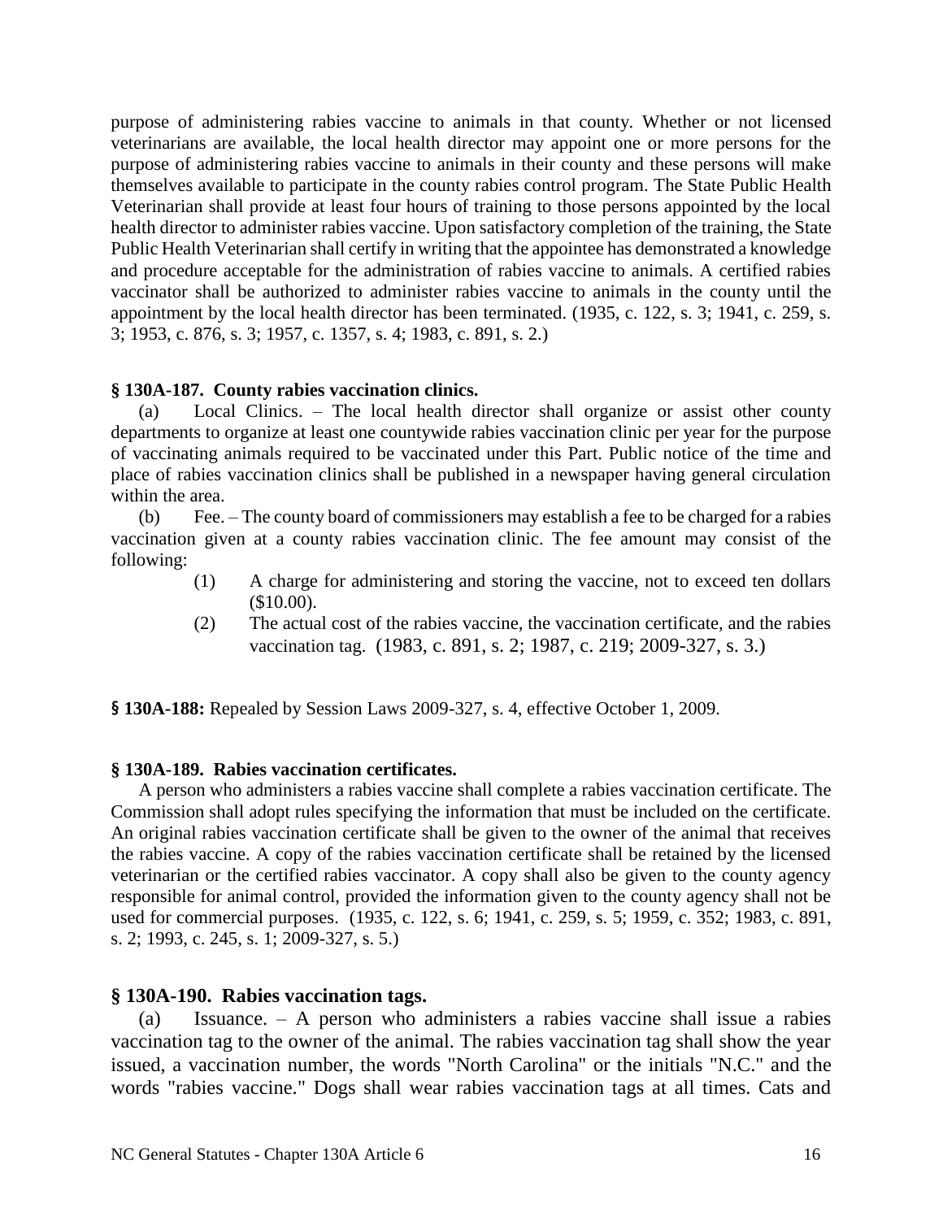purpose of administering rabies vaccine to animals in that county. Whether or not licensed veterinarians are available, the local health director may appoint one or more persons for the purpose of administering rabies vaccine to animals in their county and these persons will make themselves available to participate in the county rabies control program. The State Public Health Veterinarian shall provide at least four hours of training to those persons appointed by the local health director to administer rabies vaccine. Upon satisfactory completion of the training, the State Public Health Veterinarian shall certify in writing that the appointee has demonstrated a knowledge and procedure acceptable for the administration of rabies vaccine to animals. A certified rabies vaccinator shall be authorized to administer rabies vaccine to animals in the county until the appointment by the local health director has been terminated. (1935, c. 122, s. 3; 1941, c. 259, s. 3; 1953, c. 876, s. 3; 1957, c. 1357, s. 4; 1983, c. 891, s. 2.)

**§ 130A-187. County rabies vaccination clinics.**

(a) Local Clinics. – The local health director shall organize or assist other county departments to organize at least one countywide rabies vaccination clinic per year for the purpose of vaccinating animals required to be vaccinated under this Part. Public notice of the time and place of rabies vaccination clinics shall be published in a newspaper having general circulation within the area.

(b) Fee. – The county board of commissioners may establish a fee to be charged for a rabies vaccination given at a county rabies vaccination clinic. The fee amount may consist of the following:

(1) A charge for administering and storing the vaccine, not to exceed ten dollars ($10.00).

(2) The actual cost of the rabies vaccine, the vaccination certificate, and the rabies vaccination tag. (1983, c. 891, s. 2; 1987, c. 219; 2009-327, s. 3.)

**§ 130A-188:** Repealed by Session Laws 2009-327, s. 4, effective October 1, 2009.

**§ 130A-189. Rabies vaccination certificates.**

A person who administers a rabies vaccine shall complete a rabies vaccination certificate. The Commission shall adopt rules specifying the information that must be included on the certificate. An original rabies vaccination certificate shall be given to the owner of the animal that receives the rabies vaccine. A copy of the rabies vaccination certificate shall be retained by the licensed veterinarian or the certified rabies vaccinator. A copy shall also be given to the county agency responsible for animal control, provided the information given to the county agency shall not be used for commercial purposes. (1935, c. 122, s. 6; 1941, c. 259, s. 5; 1959, c. 352; 1983, c. 891, s. 2; 1993, c. 245, s. 1; 2009-327, s. 5.)

**§ 130A-190. Rabies vaccination tags.**

(a) Issuance. – A person who administers a rabies vaccine shall issue a rabies vaccination tag to the owner of the animal. The rabies vaccination tag shall show the year issued, a vaccination number, the words "North Carolina" or the initials "N.C." and the words "rabies vaccine." Dogs shall wear rabies vaccination tags at all times. Cats and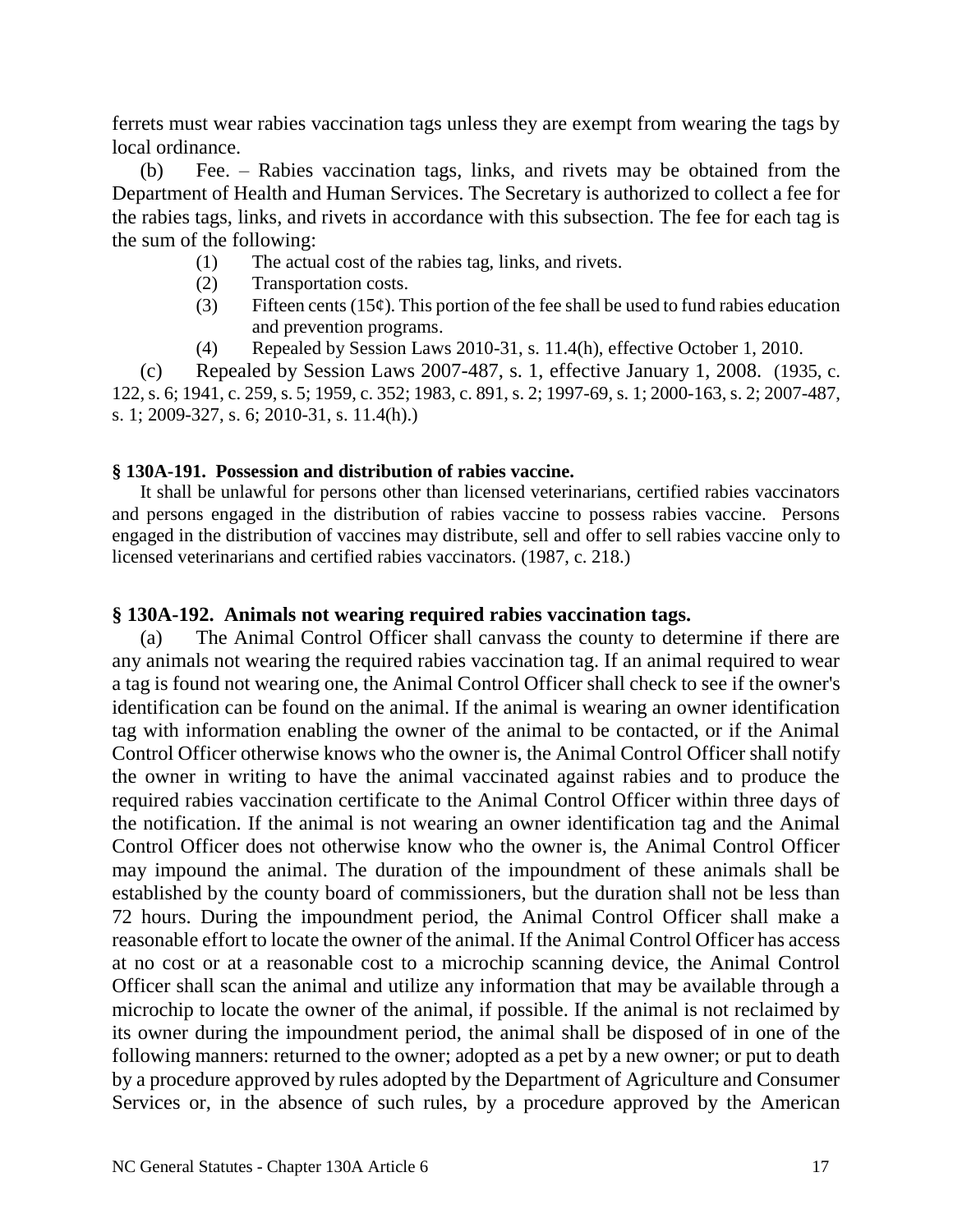ferrets must wear rabies vaccination tags unless they are exempt from wearing the tags by local ordinance.

(b) Fee. – Rabies vaccination tags, links, and rivets may be obtained from the Department of Health and Human Services. The Secretary is authorized to collect a fee for the rabies tags, links, and rivets in accordance with this subsection. The fee for each tag is the sum of the following:

(1) The actual cost of the rabies tag, links, and rivets.
(2) Transportation costs.
(3) Fifteen cents (15¢). This portion of the fee shall be used to fund rabies education and prevention programs.
(4) Repealed by Session Laws 2010-31, s. 11.4(h), effective October 1, 2010.

(c) Repealed by Session Laws 2007-487, s. 1, effective January 1, 2008. (1935, c. 122, s. 6; 1941, c. 259, s. 5; 1959, c. 352; 1983, c. 891, s. 2; 1997-69, s. 1; 2000-163, s. 2; 2007-487, s. 1; 2009-327, s. 6; 2010-31, s. 11.4(h).)

**§ 130A-191. Possession and distribution of rabies vaccine.**

It shall be unlawful for persons other than licensed veterinarians, certified rabies vaccinators and persons engaged in the distribution of rabies vaccine to possess rabies vaccine. Persons engaged in the distribution of vaccines may distribute, sell and offer to sell rabies vaccine only to licensed veterinarians and certified rabies vaccinators. (1987, c. 218.)

**§ 130A-192. Animals not wearing required rabies vaccination tags.**

(a) The Animal Control Officer shall canvass the county to determine if there are any animals not wearing the required rabies vaccination tag. If an animal required to wear a tag is found not wearing one, the Animal Control Officer shall check to see if the owner's identification can be found on the animal. If the animal is wearing an owner identification tag with information enabling the owner of the animal to be contacted, or if the Animal Control Officer otherwise knows who the owner is, the Animal Control Officer shall notify the owner in writing to have the animal vaccinated against rabies and to produce the required rabies vaccination certificate to the Animal Control Officer within three days of the notification. If the animal is not wearing an owner identification tag and the Animal Control Officer does not otherwise know who the owner is, the Animal Control Officer may impound the animal. The duration of the impoundment of these animals shall be established by the county board of commissioners, but the duration shall not be less than 72 hours. During the impoundment period, the Animal Control Officer shall make a reasonable effort to locate the owner of the animal. If the Animal Control Officer has access at no cost or at a reasonable cost to a microchip scanning device, the Animal Control Officer shall scan the animal and utilize any information that may be available through a microchip to locate the owner of the animal, if possible. If the animal is not reclaimed by its owner during the impoundment period, the animal shall be disposed of in one of the following manners: returned to the owner; adopted as a pet by a new owner; or put to death by a procedure approved by rules adopted by the Department of Agriculture and Consumer Services or, in the absence of such rules, by a procedure approved by the American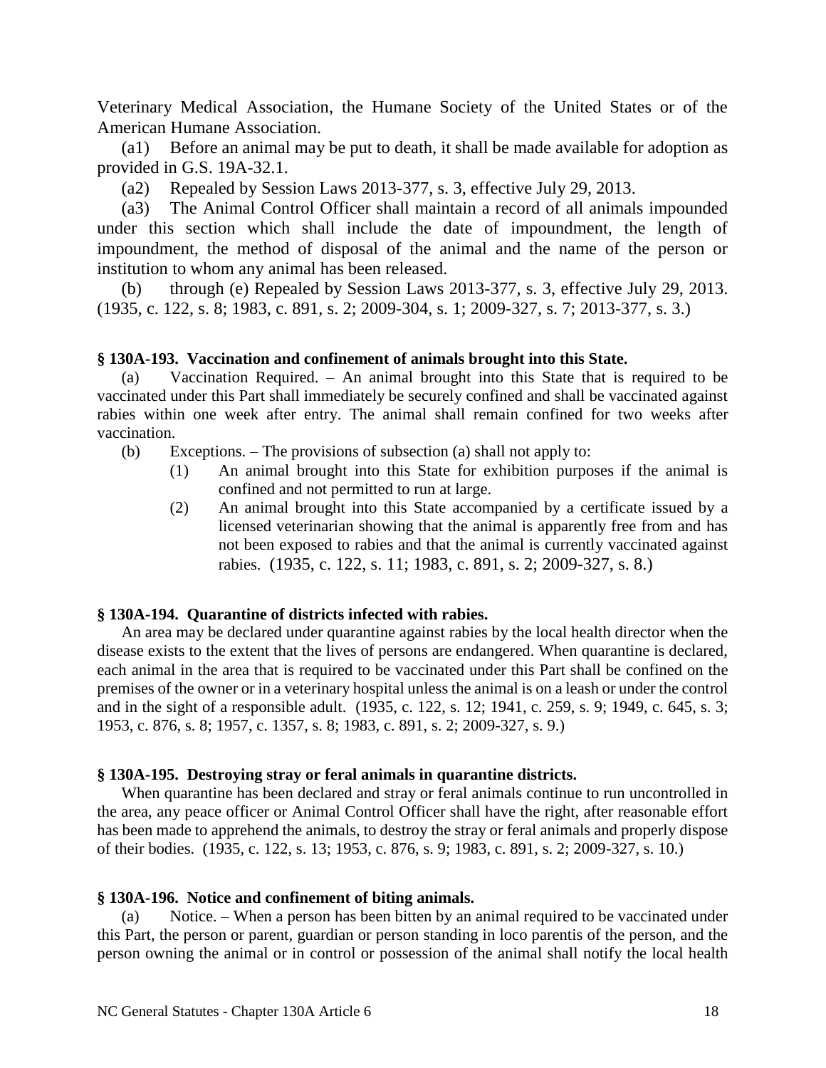Veterinary Medical Association, the Humane Society of the United States or of the American Humane Association.

(a1) Before an animal may be put to death, it shall be made available for adoption as provided in G.S. 19A-32.1.

(a2) Repealed by Session Laws 2013-377, s. 3, effective July 29, 2013.

(a3) The Animal Control Officer shall maintain a record of all animals impounded under this section which shall include the date of impoundment, the length of impoundment, the method of disposal of the animal and the name of the person or institution to whom any animal has been released.

(b) through (e) Repealed by Session Laws 2013-377, s. 3, effective July 29, 2013. (1935, c. 122, s. 8; 1983, c. 891, s. 2; 2009-304, s. 1; 2009-327, s. 7; 2013-377, s. 3.)

**§ 130A-193. Vaccination and confinement of animals brought into this State.**

(a) Vaccination Required. – An animal brought into this State that is required to be vaccinated under this Part shall immediately be securely confined and shall be vaccinated against rabies within one week after entry. The animal shall remain confined for two weeks after vaccination.

(b) Exceptions. – The provisions of subsection (a) shall not apply to:

(1) An animal brought into this State for exhibition purposes if the animal is confined and not permitted to run at large.

(2) An animal brought into this State accompanied by a certificate issued by a licensed veterinarian showing that the animal is apparently free from and has not been exposed to rabies and that the animal is currently vaccinated against rabies. (1935, c. 122, s. 11; 1983, c. 891, s. 2; 2009-327, s. 8.)

**§ 130A-194. Quarantine of districts infected with rabies.**

An area may be declared under quarantine against rabies by the local health director when the disease exists to the extent that the lives of persons are endangered. When quarantine is declared, each animal in the area that is required to be vaccinated under this Part shall be confined on the premises of the owner or in a veterinary hospital unless the animal is on a leash or under the control and in the sight of a responsible adult. (1935, c. 122, s. 12; 1941, c. 259, s. 9; 1949, c. 645, s. 3; 1953, c. 876, s. 8; 1957, c. 1357, s. 8; 1983, c. 891, s. 2; 2009-327, s. 9.)

**§ 130A-195. Destroying stray or feral animals in quarantine districts.**

When quarantine has been declared and stray or feral animals continue to run uncontrolled in the area, any peace officer or Animal Control Officer shall have the right, after reasonable effort has been made to apprehend the animals, to destroy the stray or feral animals and properly dispose of their bodies. (1935, c. 122, s. 13; 1953, c. 876, s. 9; 1983, c. 891, s. 2; 2009-327, s. 10.)

**§ 130A-196. Notice and confinement of biting animals.**

(a) Notice. – When a person has been bitten by an animal required to be vaccinated under this Part, the person or parent, guardian or person standing in loco parentis of the person, and the person owning the animal or in control or possession of the animal shall notify the local health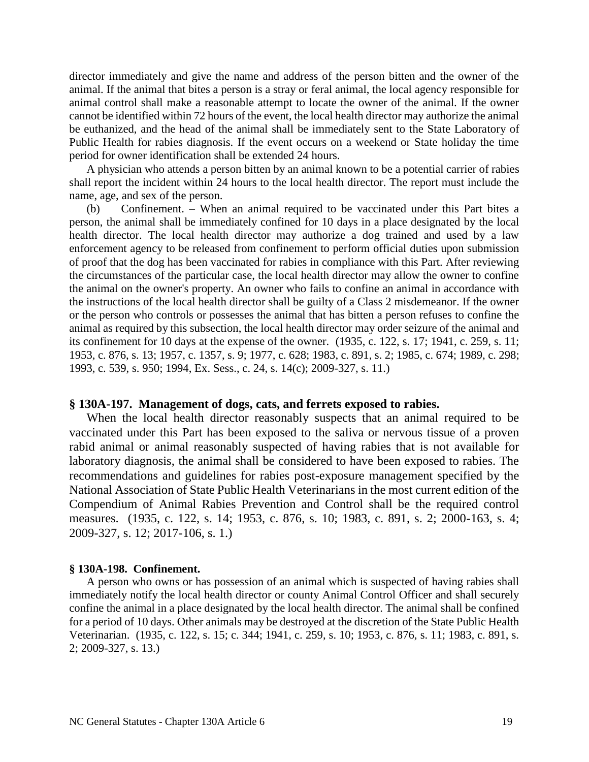director immediately and give the name and address of the person bitten and the owner of the animal. If the animal that bites a person is a stray or feral animal, the local agency responsible for animal control shall make a reasonable attempt to locate the owner of the animal. If the owner cannot be identified within 72 hours of the event, the local health director may authorize the animal be euthanized, and the head of the animal shall be immediately sent to the State Laboratory of Public Health for rabies diagnosis. If the event occurs on a weekend or State holiday the time period for owner identification shall be extended 24 hours.

A physician who attends a person bitten by an animal known to be a potential carrier of rabies shall report the incident within 24 hours to the local health director. The report must include the name, age, and sex of the person.

(b) Confinement. – When an animal required to be vaccinated under this Part bites a person, the animal shall be immediately confined for 10 days in a place designated by the local health director. The local health director may authorize a dog trained and used by a law enforcement agency to be released from confinement to perform official duties upon submission of proof that the dog has been vaccinated for rabies in compliance with this Part. After reviewing the circumstances of the particular case, the local health director may allow the owner to confine the animal on the owner's property. An owner who fails to confine an animal in accordance with the instructions of the local health director shall be guilty of a Class 2 misdemeanor. If the owner or the person who controls or possesses the animal that has bitten a person refuses to confine the animal as required by this subsection, the local health director may order seizure of the animal and its confinement for 10 days at the expense of the owner. (1935, c. 122, s. 17; 1941, c. 259, s. 11; 1953, c. 876, s. 13; 1957, c. 1357, s. 9; 1977, c. 628; 1983, c. 891, s. 2; 1985, c. 674; 1989, c. 298; 1993, c. 539, s. 950; 1994, Ex. Sess., c. 24, s. 14(c); 2009-327, s. 11.)

### § 130A-197. Management of dogs, cats, and ferrets exposed to rabies.

When the local health director reasonably suspects that an animal required to be vaccinated under this Part has been exposed to the saliva or nervous tissue of a proven rabid animal or animal reasonably suspected of having rabies that is not available for laboratory diagnosis, the animal shall be considered to have been exposed to rabies. The recommendations and guidelines for rabies post-exposure management specified by the National Association of State Public Health Veterinarians in the most current edition of the Compendium of Animal Rabies Prevention and Control shall be the required control measures. (1935, c. 122, s. 14; 1953, c. 876, s. 10; 1983, c. 891, s. 2; 2000-163, s. 4; 2009-327, s. 12; 2017-106, s. 1.)

### § 130A-198. Confinement.

A person who owns or has possession of an animal which is suspected of having rabies shall immediately notify the local health director or county Animal Control Officer and shall securely confine the animal in a place designated by the local health director. The animal shall be confined for a period of 10 days. Other animals may be destroyed at the discretion of the State Public Health Veterinarian. (1935, c. 122, s. 15; c. 344; 1941, c. 259, s. 10; 1953, c. 876, s. 11; 1983, c. 891, s. 2; 2009-327, s. 13.)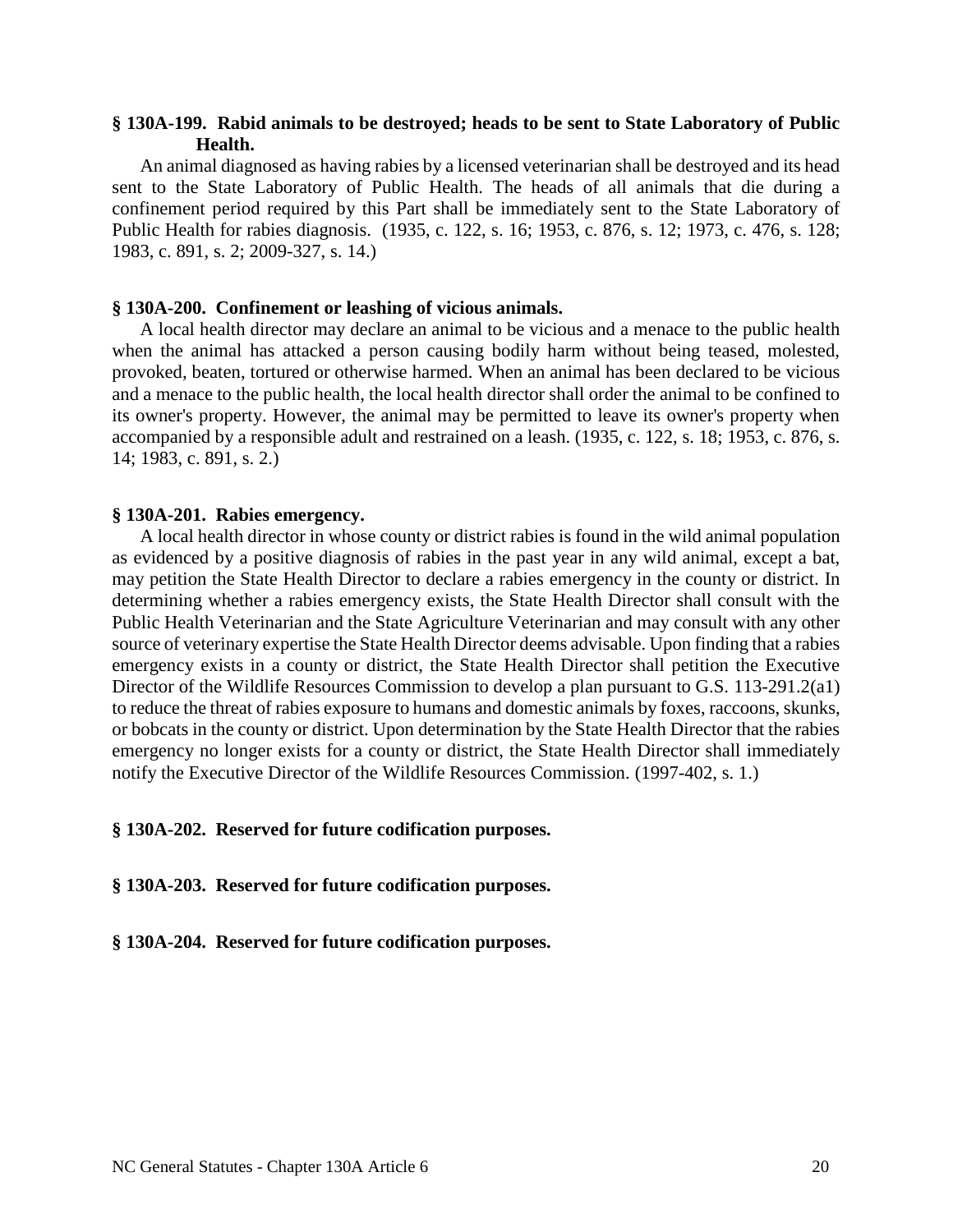**§ 130A-199. Rabid animals to be destroyed; heads to be sent to State Laboratory of Public Health.**

An animal diagnosed as having rabies by a licensed veterinarian shall be destroyed and its head sent to the State Laboratory of Public Health. The heads of all animals that die during a confinement period required by this Part shall be immediately sent to the State Laboratory of Public Health for rabies diagnosis. (1935, c. 122, s. 16; 1953, c. 876, s. 12; 1973, c. 476, s. 128; 1983, c. 891, s. 2; 2009-327, s. 14.)

**§ 130A-200. Confinement or leashing of vicious animals.**

A local health director may declare an animal to be vicious and a menace to the public health when the animal has attacked a person causing bodily harm without being teased, molested, provoked, beaten, tortured or otherwise harmed. When an animal has been declared to be vicious and a menace to the public health, the local health director shall order the animal to be confined to its owner's property. However, the animal may be permitted to leave its owner's property when accompanied by a responsible adult and restrained on a leash. (1935, c. 122, s. 18; 1953, c. 876, s. 14; 1983, c. 891, s. 2.)

**§ 130A-201. Rabies emergency.**

A local health director in whose county or district rabies is found in the wild animal population as evidenced by a positive diagnosis of rabies in the past year in any wild animal, except a bat, may petition the State Health Director to declare a rabies emergency in the county or district. In determining whether a rabies emergency exists, the State Health Director shall consult with the Public Health Veterinarian and the State Agriculture Veterinarian and may consult with any other source of veterinary expertise the State Health Director deems advisable. Upon finding that a rabies emergency exists in a county or district, the State Health Director shall petition the Executive Director of the Wildlife Resources Commission to develop a plan pursuant to G.S. 113-291.2(a1) to reduce the threat of rabies exposure to humans and domestic animals by foxes, raccoons, skunks, or bobcats in the county or district. Upon determination by the State Health Director that the rabies emergency no longer exists for a county or district, the State Health Director shall immediately notify the Executive Director of the Wildlife Resources Commission. (1997-402, s. 1.)

**§ 130A-202. Reserved for future codification purposes.**

**§ 130A-203. Reserved for future codification purposes.**

**§ 130A-204. Reserved for future codification purposes.**